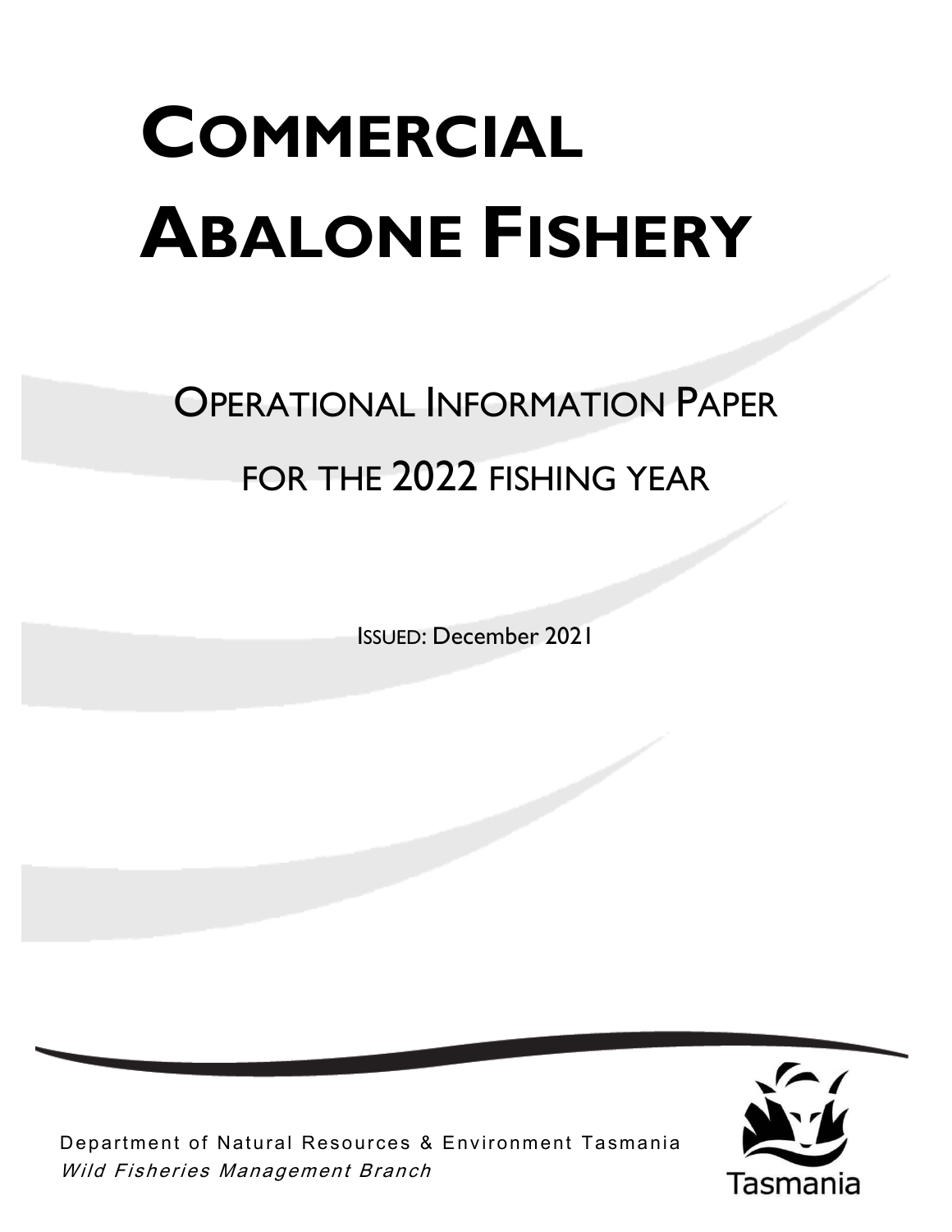# COMMERCIAL ABALONE FISHERY

## OPERATIONAL INFORMATION PAPER FOR THE 2022 FISHING YEAR

ISSUED: December 2021

Department of Natural Resources & Environment Tasmania

*Wild Fisheries Management Branch*

Tasmania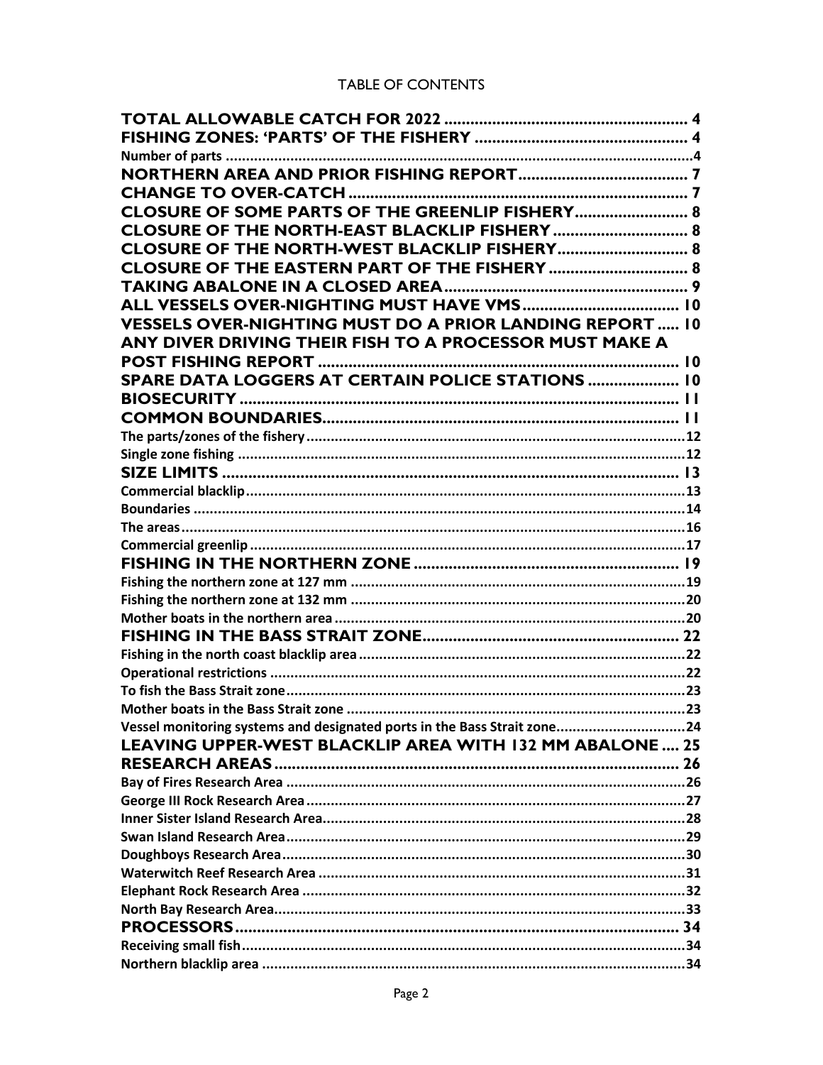TABLE OF CONTENTS

| | |
|---|---|
| **TOTAL ALLOWABLE CATCH FOR 2022** | **4** |
| **FISHING ZONES: 'PARTS' OF THE FISHERY** | **4** |
| Number of parts | 4 |
| **NORTHERN AREA AND PRIOR FISHING REPORT** | **7** |
| **CHANGE TO OVER-CATCH** | **7** |
| **CLOSURE OF SOME PARTS OF THE GREENLIP FISHERY** | **8** |
| **CLOSURE OF THE NORTH-EAST BLACKLIP FISHERY** | **8** |
| **CLOSURE OF THE NORTH-WEST BLACKLIP FISHERY** | **8** |
| **CLOSURE OF THE EASTERN PART OF THE FISHERY** | **8** |
| **TAKING ABALONE IN A CLOSED AREA** | **9** |
| **ALL VESSELS OVER-NIGHTING MUST HAVE VMS** | **10** |
| **VESSELS OVER-NIGHTING MUST DO A PRIOR LANDING REPORT** | **10** |
| **ANY DIVER DRIVING THEIR FISH TO A PROCESSOR MUST MAKE A POST FISHING REPORT** | **10** |
| **SPARE DATA LOGGERS AT CERTAIN POLICE STATIONS** | **10** |
| **BIOSECURITY** | **11** |
| **COMMON BOUNDARIES** | **11** |
| The parts/zones of the fishery | 12 |
| Single zone fishing | 12 |
| **SIZE LIMITS** | **13** |
| Commercial blacklip | 13 |
| Boundaries | 14 |
| The areas | 16 |
| Commercial greenlip | 17 |
| **FISHING IN THE NORTHERN ZONE** | **19** |
| Fishing the northern zone at 127 mm | 19 |
| Fishing the northern zone at 132 mm | 20 |
| Mother boats in the northern area | 20 |
| **FISHING IN THE BASS STRAIT ZONE** | **22** |
| Fishing in the north coast blacklip area | 22 |
| Operational restrictions | 22 |
| To fish the Bass Strait zone | 23 |
| Mother boats in the Bass Strait zone | 23 |
| Vessel monitoring systems and designated ports in the Bass Strait zone | 24 |
| **LEAVING UPPER-WEST BLACKLIP AREA WITH 132 MM ABALONE** | **25** |
| **RESEARCH AREAS** | **26** |
| Bay of Fires Research Area | 26 |
| George III Rock Research Area | 27 |
| Inner Sister Island Research Area | 28 |
| Swan Island Research Area | 29 |
| Doughboys Research Area | 30 |
| Waterwitch Reef Research Area | 31 |
| Elephant Rock Research Area | 32 |
| North Bay Research Area | 33 |
| **PROCESSORS** | **34** |
| Receiving small fish | 34 |
| Northern blacklip area | 34 |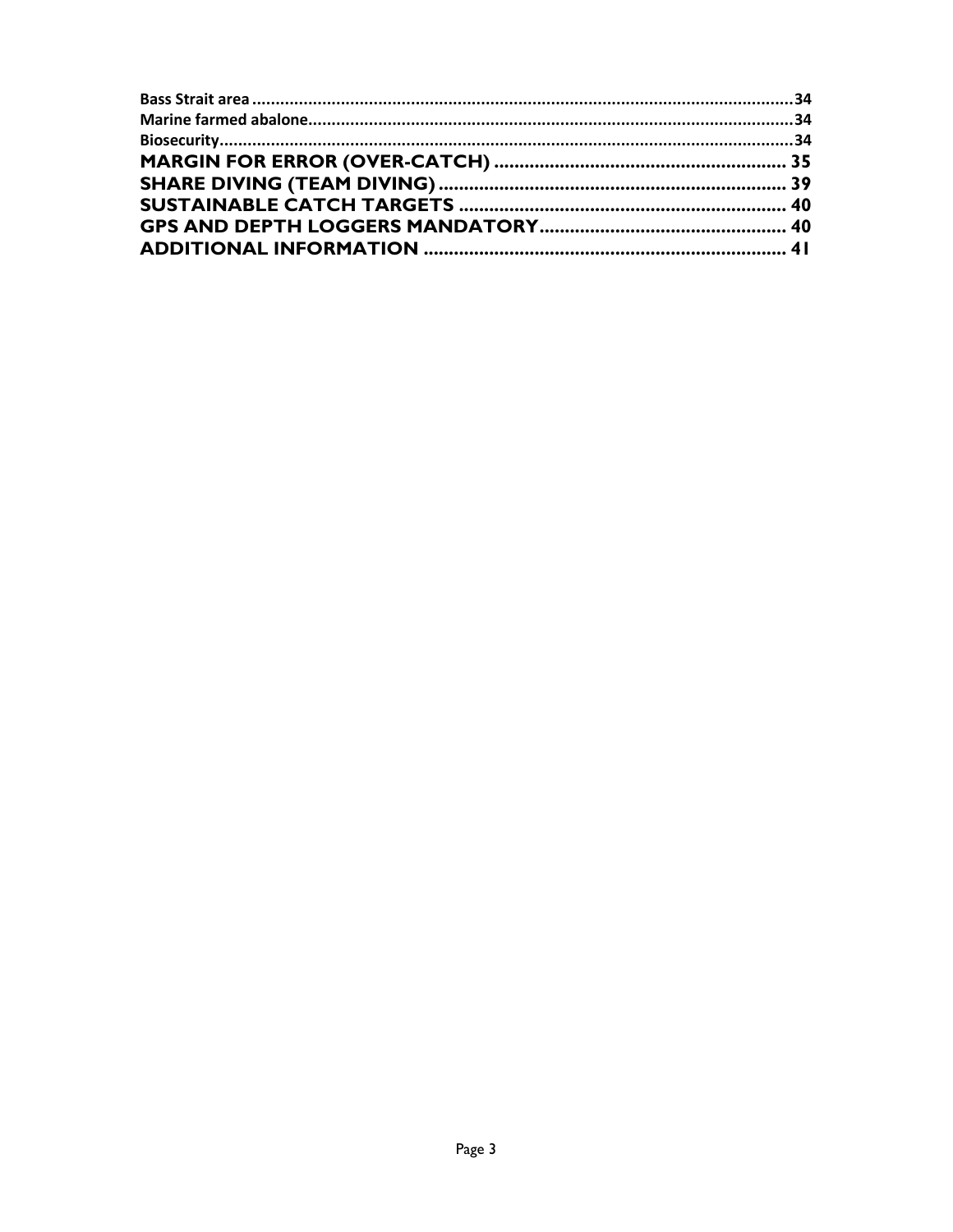Bass Strait area ....................................................................................................................34
Marine farmed abalone.........................................................................................................34
Biosecurity.............................................................................................................................34
**MARGIN FOR ERROR (OVER-CATCH) ........................................................... 35**
**SHARE DIVING (TEAM DIVING) ...................................................................... 39**
**SUSTAINABLE CATCH TARGETS .................................................................. 40**
**GPS AND DEPTH LOGGERS MANDATORY.................................................. 40**
**ADDITIONAL INFORMATION ......................................................................... 41**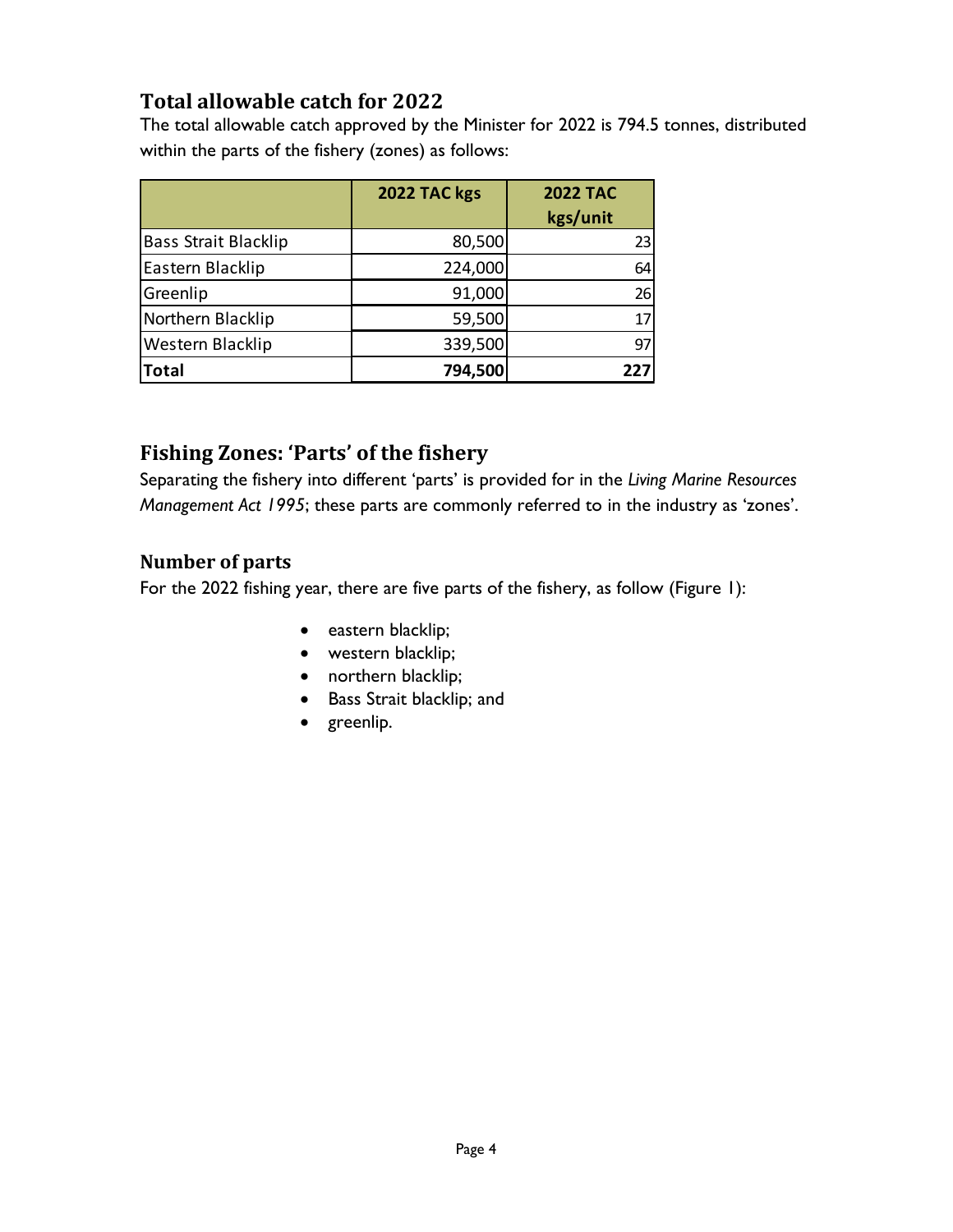## Total allowable catch for 2022

The total allowable catch approved by the Minister for 2022 is 794.5 tonnes, distributed within the parts of the fishery (zones) as follows:

| | 2022 TAC kgs | 2022 TAC kgs/unit |
|---|---|---|
| Bass Strait Blacklip | 80,500 | 23 |
| Eastern Blacklip | 224,000 | 64 |
| Greenlip | 91,000 | 26 |
| Northern Blacklip | 59,500 | 17 |
| Western Blacklip | 339,500 | 97 |
| **Total** | **794,500** | **227** |

## Fishing Zones: 'Parts' of the fishery

Separating the fishery into different 'parts' is provided for in the *Living Marine Resources Management Act 1995*; these parts are commonly referred to in the industry as 'zones'.

### Number of parts

For the 2022 fishing year, there are five parts of the fishery, as follow (Figure 1):

- eastern blacklip;
- western blacklip;
- northern blacklip;
- Bass Strait blacklip; and
- greenlip.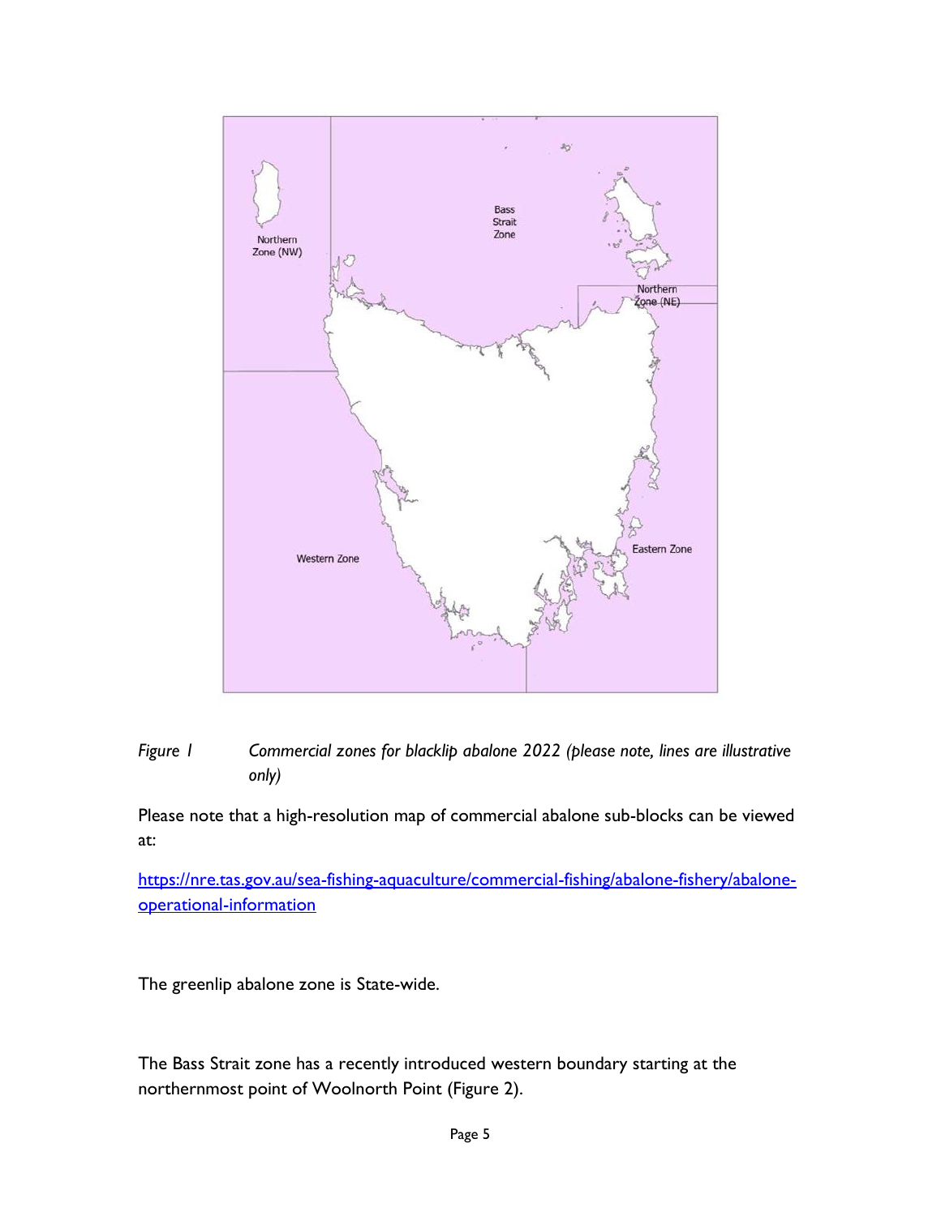*Figure 1 Commercial zones for blacklip abalone 2022 (please note, lines are illustrative only)*

Please note that a high-resolution map of commercial abalone sub-blocks can be viewed at:

[https://nre.tas.gov.au/sea-fishing-aquaculture/commercial-fishing/abalone-fishery/abalone-operational-information](https://nre.tas.gov.au/sea-fishing-aquaculture/commercial-fishing/abalone-fishery/abalone-operational-information)

The greenlip abalone zone is State-wide.

The Bass Strait zone has a recently introduced western boundary starting at the northernmost point of Woolnorth Point (Figure 2).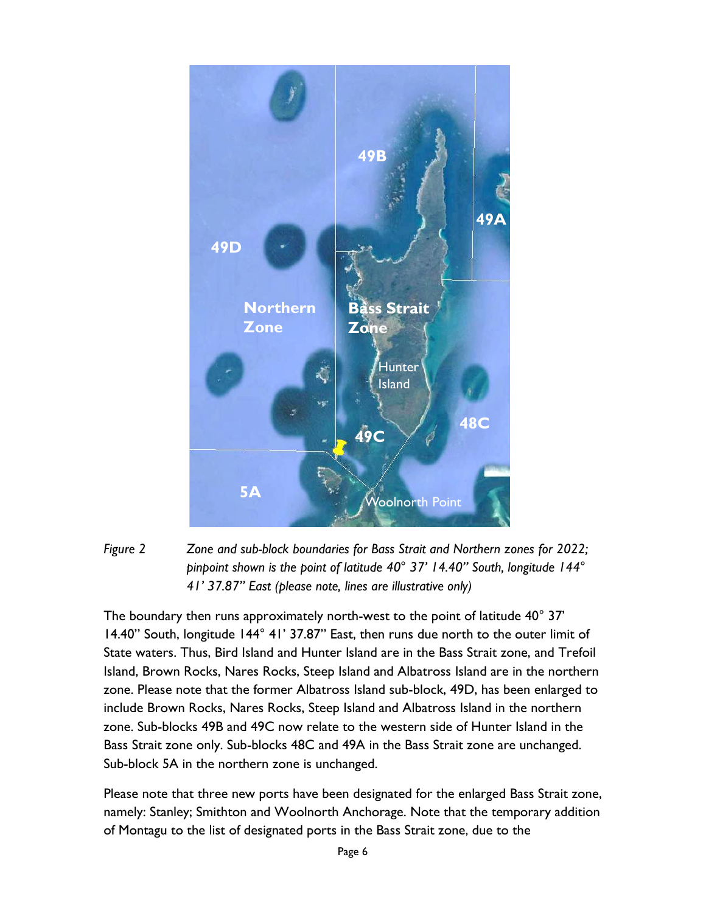*Figure 2 Zone and sub-block boundaries for Bass Strait and Northern zones for 2022; pinpoint shown is the point of latitude 40° 37' 14.40" South, longitude 144° 41' 37.87" East (please note, lines are illustrative only)*

The boundary then runs approximately north-west to the point of latitude 40° 37' 14.40" South, longitude 144° 41' 37.87" East, then runs due north to the outer limit of State waters. Thus, Bird Island and Hunter Island are in the Bass Strait zone, and Trefoil Island, Brown Rocks, Nares Rocks, Steep Island and Albatross Island are in the northern zone. Please note that the former Albatross Island sub-block, 49D, has been enlarged to include Brown Rocks, Nares Rocks, Steep Island and Albatross Island in the northern zone. Sub-blocks 49B and 49C now relate to the western side of Hunter Island in the Bass Strait zone only. Sub-blocks 48C and 49A in the Bass Strait zone are unchanged. Sub-block 5A in the northern zone is unchanged.

Please note that three new ports have been designated for the enlarged Bass Strait zone, namely: Stanley; Smithton and Woolnorth Anchorage. Note that the temporary addition of Montagu to the list of designated ports in the Bass Strait zone, due to the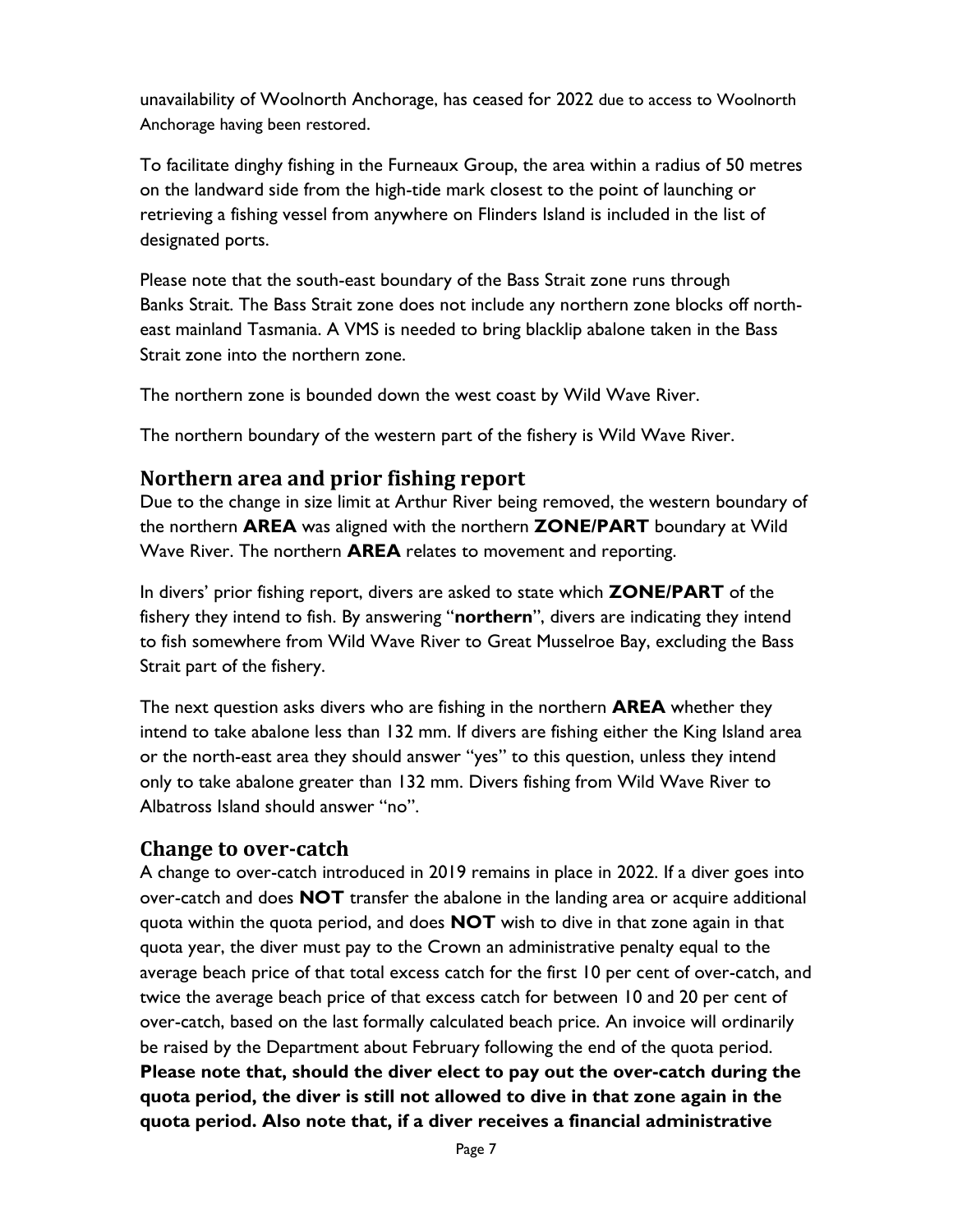unavailability of Woolnorth Anchorage, has ceased for 2022 due to access to Woolnorth Anchorage having been restored.

To facilitate dinghy fishing in the Furneaux Group, the area within a radius of 50 metres on the landward side from the high-tide mark closest to the point of launching or retrieving a fishing vessel from anywhere on Flinders Island is included in the list of designated ports.

Please note that the south-east boundary of the Bass Strait zone runs through Banks Strait. The Bass Strait zone does not include any northern zone blocks off north-east mainland Tasmania. A VMS is needed to bring blacklip abalone taken in the Bass Strait zone into the northern zone.

The northern zone is bounded down the west coast by Wild Wave River.

The northern boundary of the western part of the fishery is Wild Wave River.

## Northern area and prior fishing report

Due to the change in size limit at Arthur River being removed, the western boundary of the northern **AREA** was aligned with the northern **ZONE/PART** boundary at Wild Wave River. The northern **AREA** relates to movement and reporting.

In divers' prior fishing report, divers are asked to state which **ZONE/PART** of the fishery they intend to fish. By answering "**northern**", divers are indicating they intend to fish somewhere from Wild Wave River to Great Musselroe Bay, excluding the Bass Strait part of the fishery.

The next question asks divers who are fishing in the northern **AREA** whether they intend to take abalone less than 132 mm. If divers are fishing either the King Island area or the north-east area they should answer "yes" to this question, unless they intend only to take abalone greater than 132 mm. Divers fishing from Wild Wave River to Albatross Island should answer "no".

## Change to over-catch

A change to over-catch introduced in 2019 remains in place in 2022. If a diver goes into over-catch and does **NOT** transfer the abalone in the landing area or acquire additional quota within the quota period, and does **NOT** wish to dive in that zone again in that quota year, the diver must pay to the Crown an administrative penalty equal to the average beach price of that total excess catch for the first 10 per cent of over-catch, and twice the average beach price of that excess catch for between 10 and 20 per cent of over-catch, based on the last formally calculated beach price. An invoice will ordinarily be raised by the Department about February following the end of the quota period. **Please note that, should the diver elect to pay out the over-catch during the quota period, the diver is still not allowed to dive in that zone again in the quota period. Also note that, if a diver receives a financial administrative**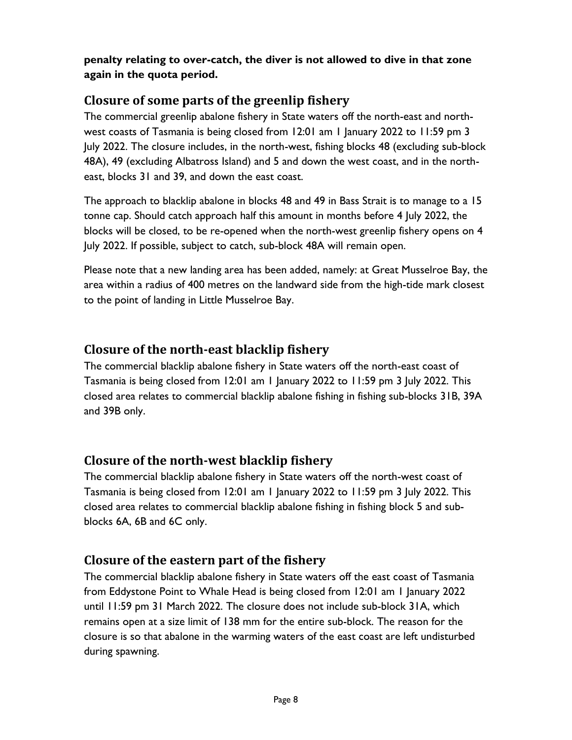**penalty relating to over-catch, the diver is not allowed to dive in that zone again in the quota period.**

## Closure of some parts of the greenlip fishery

The commercial greenlip abalone fishery in State waters off the north-east and north-west coasts of Tasmania is being closed from 12:01 am 1 January 2022 to 11:59 pm 3 July 2022. The closure includes, in the north-west, fishing blocks 48 (excluding sub-block 48A), 49 (excluding Albatross Island) and 5 and down the west coast, and in the north-east, blocks 31 and 39, and down the east coast.

The approach to blacklip abalone in blocks 48 and 49 in Bass Strait is to manage to a 15 tonne cap. Should catch approach half this amount in months before 4 July 2022, the blocks will be closed, to be re-opened when the north-west greenlip fishery opens on 4 July 2022. If possible, subject to catch, sub-block 48A will remain open.

Please note that a new landing area has been added, namely: at Great Musselroe Bay, the area within a radius of 400 metres on the landward side from the high-tide mark closest to the point of landing in Little Musselroe Bay.

## Closure of the north-east blacklip fishery

The commercial blacklip abalone fishery in State waters off the north-east coast of Tasmania is being closed from 12:01 am 1 January 2022 to 11:59 pm 3 July 2022. This closed area relates to commercial blacklip abalone fishing in fishing sub-blocks 31B, 39A and 39B only.

## Closure of the north-west blacklip fishery

The commercial blacklip abalone fishery in State waters off the north-west coast of Tasmania is being closed from 12:01 am 1 January 2022 to 11:59 pm 3 July 2022. This closed area relates to commercial blacklip abalone fishing in fishing block 5 and sub-blocks 6A, 6B and 6C only.

## Closure of the eastern part of the fishery

The commercial blacklip abalone fishery in State waters off the east coast of Tasmania from Eddystone Point to Whale Head is being closed from 12:01 am 1 January 2022 until 11:59 pm 31 March 2022. The closure does not include sub-block 31A, which remains open at a size limit of 138 mm for the entire sub-block. The reason for the closure is so that abalone in the warming waters of the east coast are left undisturbed during spawning.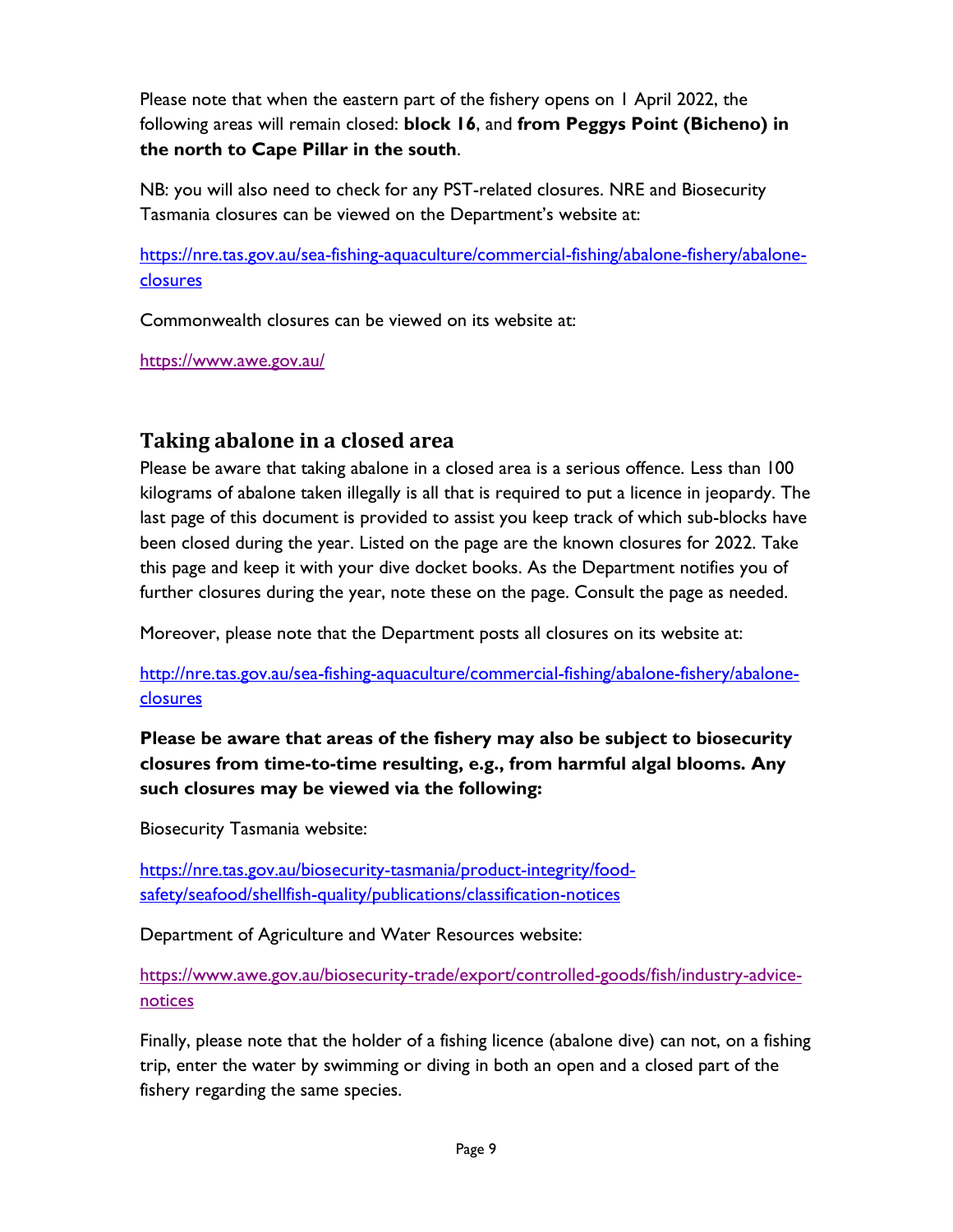Please note that when the eastern part of the fishery opens on 1 April 2022, the following areas will remain closed: **block 16**, and **from Peggys Point (Bicheno) in the north to Cape Pillar in the south**.

NB: you will also need to check for any PST-related closures. NRE and Biosecurity Tasmania closures can be viewed on the Department's website at:

https://nre.tas.gov.au/sea-fishing-aquaculture/commercial-fishing/abalone-fishery/abalone-closures

Commonwealth closures can be viewed on its website at:

https://www.awe.gov.au/

## Taking abalone in a closed area

Please be aware that taking abalone in a closed area is a serious offence. Less than 100 kilograms of abalone taken illegally is all that is required to put a licence in jeopardy. The last page of this document is provided to assist you keep track of which sub-blocks have been closed during the year. Listed on the page are the known closures for 2022. Take this page and keep it with your dive docket books. As the Department notifies you of further closures during the year, note these on the page. Consult the page as needed.

Moreover, please note that the Department posts all closures on its website at:

http://nre.tas.gov.au/sea-fishing-aquaculture/commercial-fishing/abalone-fishery/abalone-closures

**Please be aware that areas of the fishery may also be subject to biosecurity closures from time-to-time resulting, e.g., from harmful algal blooms. Any such closures may be viewed via the following:**

Biosecurity Tasmania website:

https://nre.tas.gov.au/biosecurity-tasmania/product-integrity/food-safety/seafood/shellfish-quality/publications/classification-notices

Department of Agriculture and Water Resources website:

https://www.awe.gov.au/biosecurity-trade/export/controlled-goods/fish/industry-advice-notices

Finally, please note that the holder of a fishing licence (abalone dive) can not, on a fishing trip, enter the water by swimming or diving in both an open and a closed part of the fishery regarding the same species.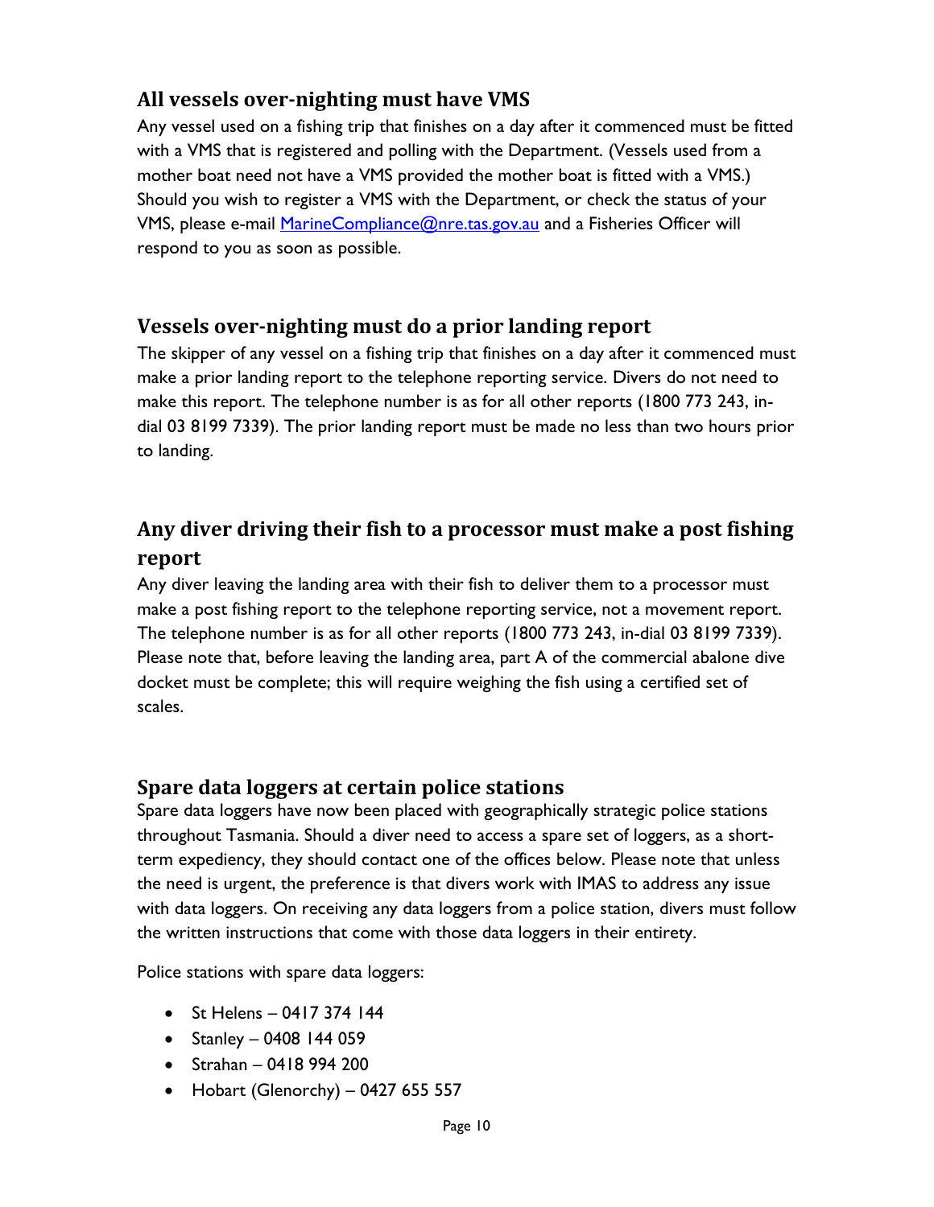## All vessels over-nighting must have VMS

Any vessel used on a fishing trip that finishes on a day after it commenced must be fitted with a VMS that is registered and polling with the Department. (Vessels used from a mother boat need not have a VMS provided the mother boat is fitted with a VMS.) Should you wish to register a VMS with the Department, or check the status of your VMS, please e-mail [MarineCompliance@nre.tas.gov.au](mailto:MarineCompliance@nre.tas.gov.au) and a Fisheries Officer will respond to you as soon as possible.

## Vessels over-nighting must do a prior landing report

The skipper of any vessel on a fishing trip that finishes on a day after it commenced must make a prior landing report to the telephone reporting service. Divers do not need to make this report. The telephone number is as for all other reports (1800 773 243, in-dial 03 8199 7339). The prior landing report must be made no less than two hours prior to landing.

## Any diver driving their fish to a processor must make a post fishing report

Any diver leaving the landing area with their fish to deliver them to a processor must make a post fishing report to the telephone reporting service, not a movement report. The telephone number is as for all other reports (1800 773 243, in-dial 03 8199 7339). Please note that, before leaving the landing area, part A of the commercial abalone dive docket must be complete; this will require weighing the fish using a certified set of scales.

## Spare data loggers at certain police stations

Spare data loggers have now been placed with geographically strategic police stations throughout Tasmania. Should a diver need to access a spare set of loggers, as a short-term expediency, they should contact one of the offices below. Please note that unless the need is urgent, the preference is that divers work with IMAS to address any issue with data loggers. On receiving any data loggers from a police station, divers must follow the written instructions that come with those data loggers in their entirety.

Police stations with spare data loggers:

- St Helens – 0417 374 144
- Stanley – 0408 144 059
- Strahan – 0418 994 200
- Hobart (Glenorchy) – 0427 655 557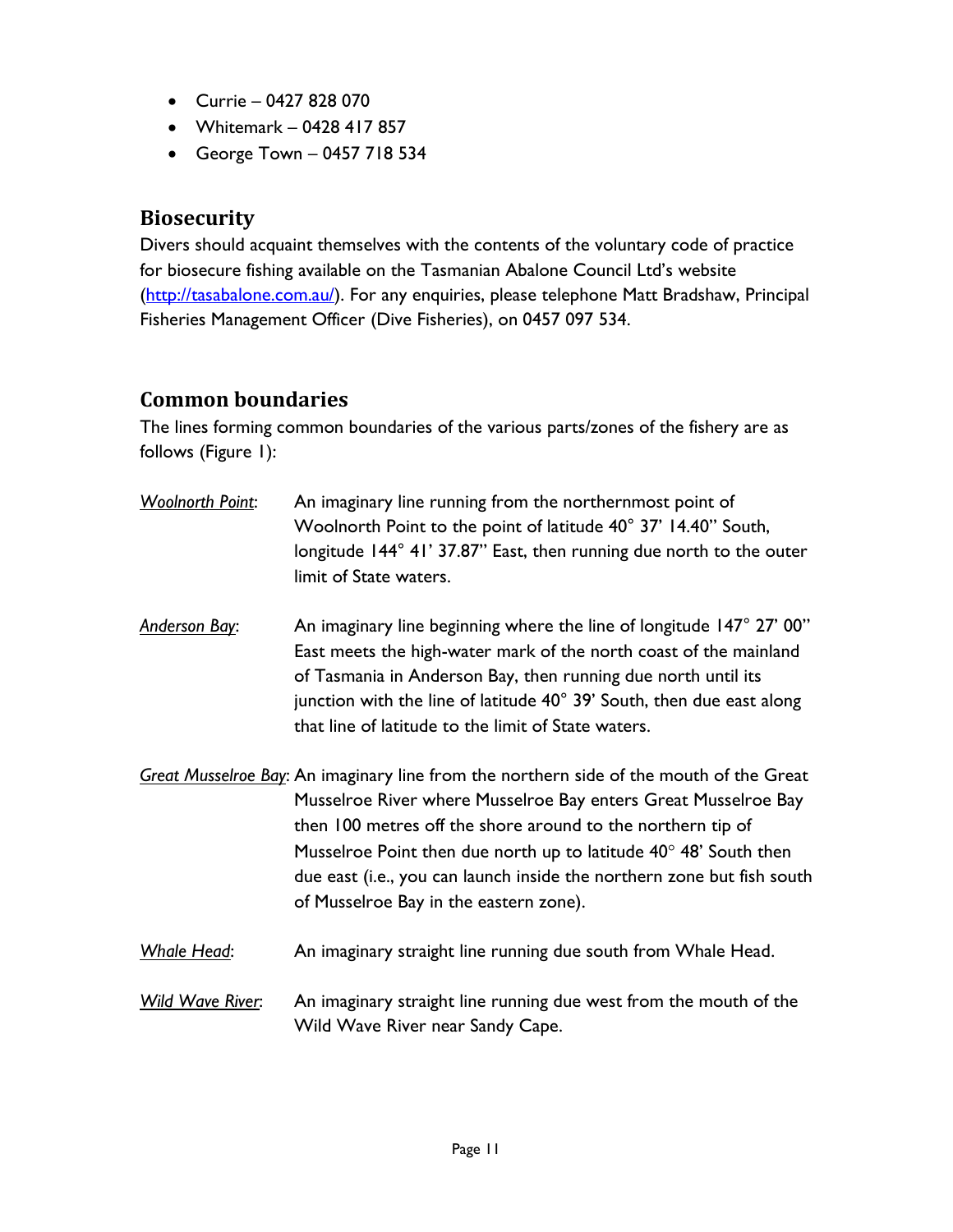- Currie – 0427 828 070
- Whitemark – 0428 417 857
- George Town – 0457 718 534

## Biosecurity

Divers should acquaint themselves with the contents of the voluntary code of practice for biosecure fishing available on the Tasmanian Abalone Council Ltd's website ([http://tasabalone.com.au/](http://tasabalone.com.au/)). For any enquiries, please telephone Matt Bradshaw, Principal Fisheries Management Officer (Dive Fisheries), on 0457 097 534.

## Common boundaries

The lines forming common boundaries of the various parts/zones of the fishery are as follows (Figure 1):

*Woolnorth Point*: An imaginary line running from the northernmost point of Woolnorth Point to the point of latitude 40° 37' 14.40" South, longitude 144° 41' 37.87" East, then running due north to the outer limit of State waters.

*Anderson Bay*: An imaginary line beginning where the line of longitude 147° 27' 00" East meets the high-water mark of the north coast of the mainland of Tasmania in Anderson Bay, then running due north until its junction with the line of latitude 40° 39' South, then due east along that line of latitude to the limit of State waters.

*Great Musselroe Bay*: An imaginary line from the northern side of the mouth of the Great Musselroe River where Musselroe Bay enters Great Musselroe Bay then 100 metres off the shore around to the northern tip of Musselroe Point then due north up to latitude 40° 48' South then due east (i.e., you can launch inside the northern zone but fish south of Musselroe Bay in the eastern zone).

*Whale Head*: An imaginary straight line running due south from Whale Head.

*Wild Wave River*: An imaginary straight line running due west from the mouth of the Wild Wave River near Sandy Cape.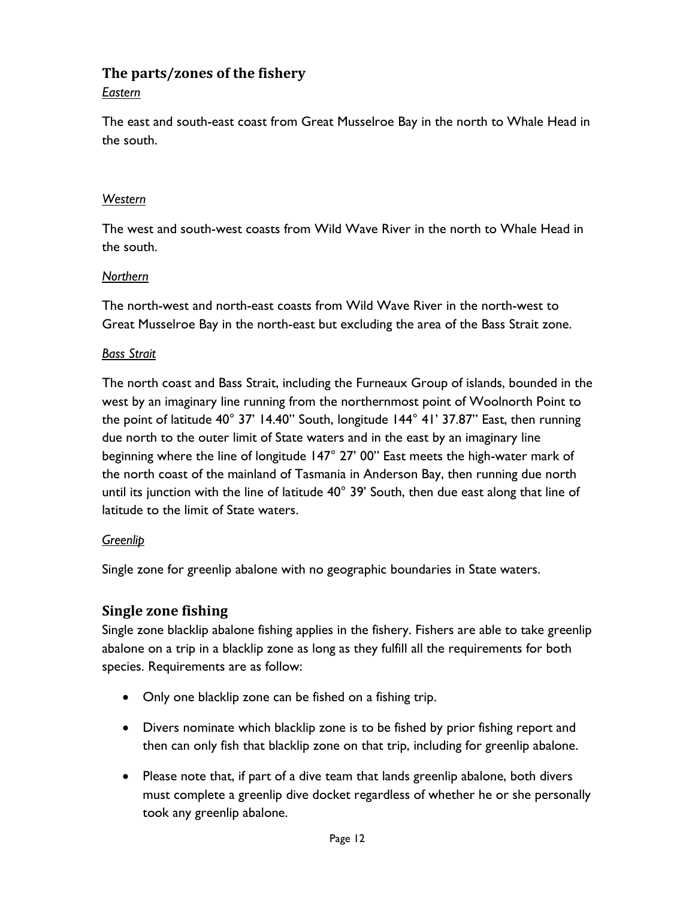## The parts/zones of the fishery

### *Eastern*

The east and south-east coast from Great Musselroe Bay in the north to Whale Head in the south.

### *Western*

The west and south-west coasts from Wild Wave River in the north to Whale Head in the south.

### *Northern*

The north-west and north-east coasts from Wild Wave River in the north-west to Great Musselroe Bay in the north-east but excluding the area of the Bass Strait zone.

### *Bass Strait*

The north coast and Bass Strait, including the Furneaux Group of islands, bounded in the west by an imaginary line running from the northernmost point of Woolnorth Point to the point of latitude 40° 37' 14.40" South, longitude 144° 41' 37.87" East, then running due north to the outer limit of State waters and in the east by an imaginary line beginning where the line of longitude 147° 27' 00" East meets the high-water mark of the north coast of the mainland of Tasmania in Anderson Bay, then running due north until its junction with the line of latitude 40° 39' South, then due east along that line of latitude to the limit of State waters.

### *Greenlip*

Single zone for greenlip abalone with no geographic boundaries in State waters.

## Single zone fishing

Single zone blacklip abalone fishing applies in the fishery. Fishers are able to take greenlip abalone on a trip in a blacklip zone as long as they fulfill all the requirements for both species. Requirements are as follow:

- Only one blacklip zone can be fished on a fishing trip.
- Divers nominate which blacklip zone is to be fished by prior fishing report and then can only fish that blacklip zone on that trip, including for greenlip abalone.
- Please note that, if part of a dive team that lands greenlip abalone, both divers must complete a greenlip dive docket regardless of whether he or she personally took any greenlip abalone.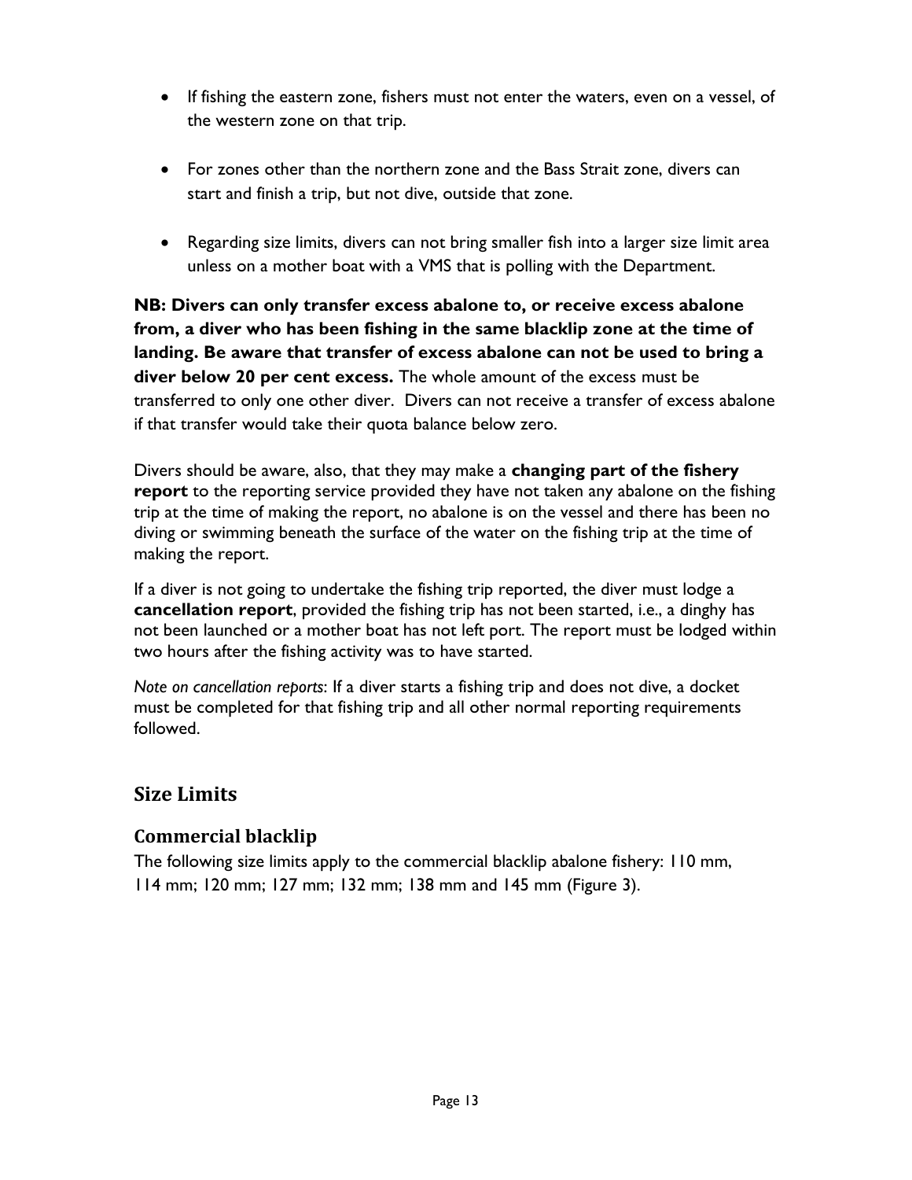- If fishing the eastern zone, fishers must not enter the waters, even on a vessel, of the western zone on that trip.

- For zones other than the northern zone and the Bass Strait zone, divers can start and finish a trip, but not dive, outside that zone.

- Regarding size limits, divers can not bring smaller fish into a larger size limit area unless on a mother boat with a VMS that is polling with the Department.

**NB: Divers can only transfer excess abalone to, or receive excess abalone from, a diver who has been fishing in the same blacklip zone at the time of landing. Be aware that transfer of excess abalone can not be used to bring a diver below 20 per cent excess.** The whole amount of the excess must be transferred to only one other diver. Divers can not receive a transfer of excess abalone if that transfer would take their quota balance below zero.

Divers should be aware, also, that they may make a **changing part of the fishery report** to the reporting service provided they have not taken any abalone on the fishing trip at the time of making the report, no abalone is on the vessel and there has been no diving or swimming beneath the surface of the water on the fishing trip at the time of making the report.

If a diver is not going to undertake the fishing trip reported, the diver must lodge a **cancellation report**, provided the fishing trip has not been started, i.e., a dinghy has not been launched or a mother boat has not left port. The report must be lodged within two hours after the fishing activity was to have started.

*Note on cancellation reports*: If a diver starts a fishing trip and does not dive, a docket must be completed for that fishing trip and all other normal reporting requirements followed.

## Size Limits

### Commercial blacklip

The following size limits apply to the commercial blacklip abalone fishery: 110 mm, 114 mm; 120 mm; 127 mm; 132 mm; 138 mm and 145 mm (Figure 3).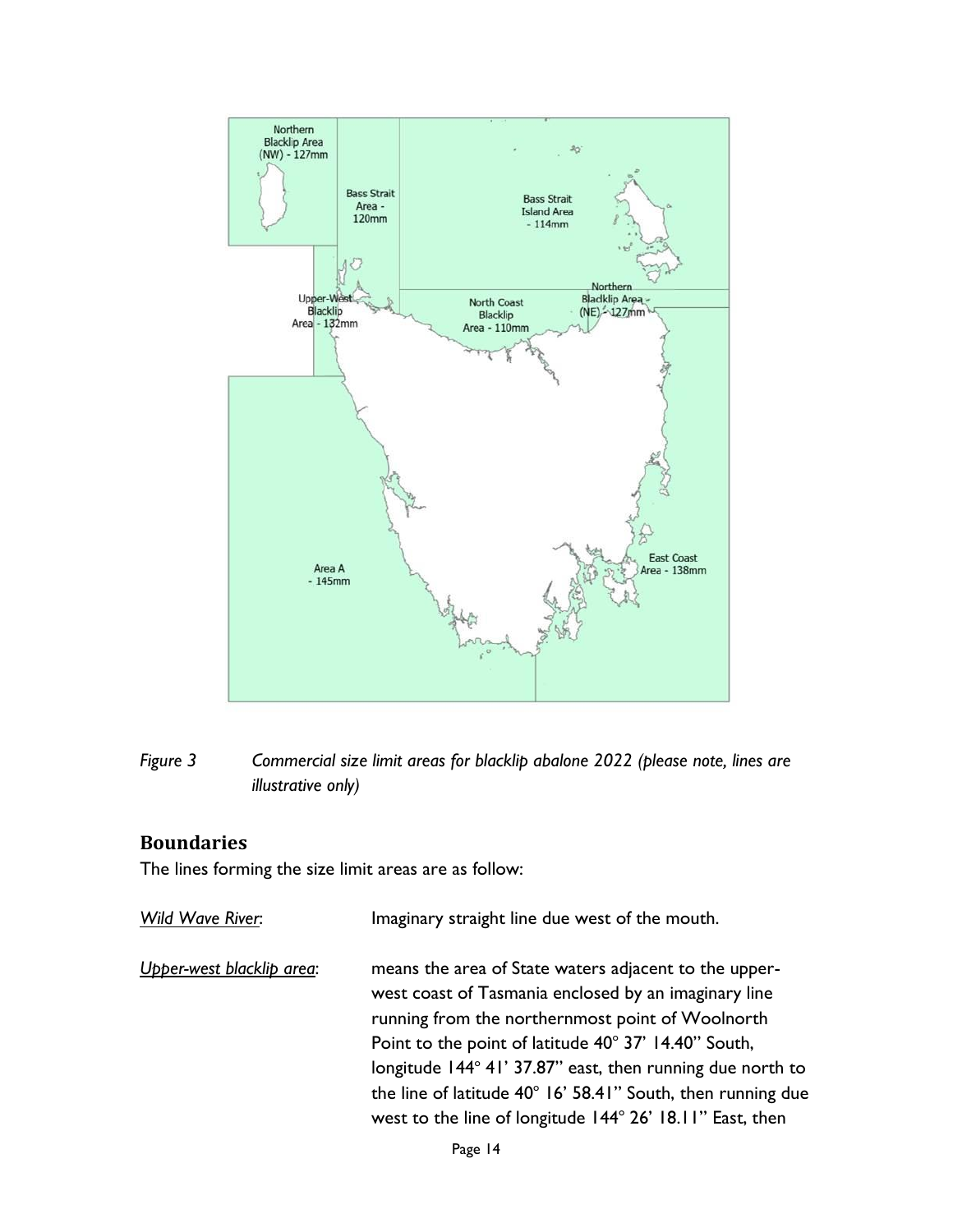*Figure 3 Commercial size limit areas for blacklip abalone 2022 (please note, lines are illustrative only)*

## Boundaries

The lines forming the size limit areas are as follow:

*Wild Wave River*: Imaginary straight line due west of the mouth.

*Upper-west blacklip area*: means the area of State waters adjacent to the upper-west coast of Tasmania enclosed by an imaginary line running from the northernmost point of Woolnorth Point to the point of latitude 40° 37' 14.40" South, longitude 144° 41' 37.87" east, then running due north to the line of latitude 40° 16' 58.41" South, then running due west to the line of longitude 144° 26' 18.11" East, then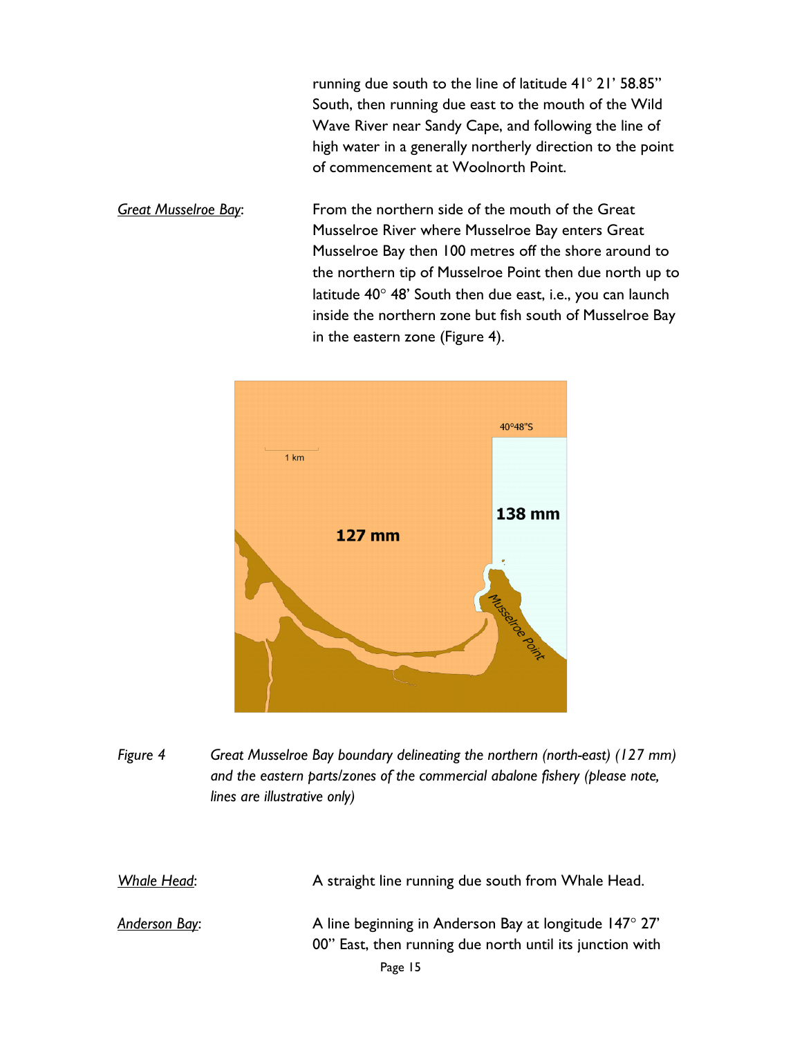running due south to the line of latitude 41° 21' 58.85" South, then running due east to the mouth of the Wild Wave River near Sandy Cape, and following the line of high water in a generally northerly direction to the point of commencement at Woolnorth Point.

*Great Musselroe Bay*: From the northern side of the mouth of the Great Musselroe River where Musselroe Bay enters Great Musselroe Bay then 100 metres off the shore around to the northern tip of Musselroe Point then due north up to latitude 40° 48' South then due east, i.e., you can launch inside the northern zone but fish south of Musselroe Bay in the eastern zone (Figure 4).

*Figure 4 Great Musselroe Bay boundary delineating the northern (north-east) (127 mm) and the eastern parts/zones of the commercial abalone fishery (please note, lines are illustrative only)*

*Whale Head*: A straight line running due south from Whale Head.

*Anderson Bay*: A line beginning in Anderson Bay at longitude 147° 27' 00" East, then running due north until its junction with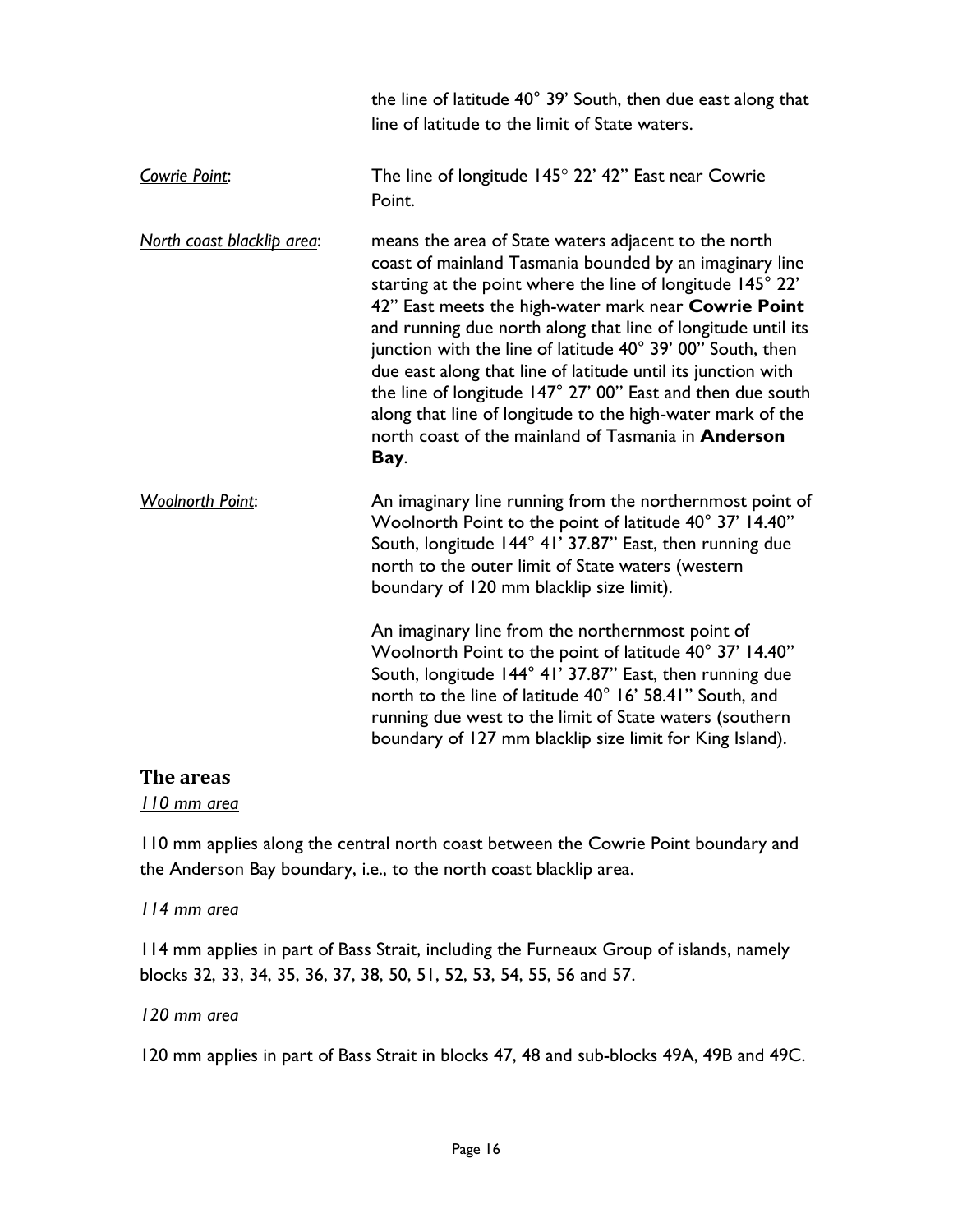| | |
|---|---|
| | the line of latitude 40° 39' South, then due east along that line of latitude to the limit of State waters. |
| *Cowrie Point*: | The line of longitude 145° 22' 42" East near Cowrie Point. |
| *North coast blacklip area*: | means the area of State waters adjacent to the north coast of mainland Tasmania bounded by an imaginary line starting at the point where the line of longitude 145° 22' 42" East meets the high-water mark near **Cowrie Point** and running due north along that line of longitude until its junction with the line of latitude 40° 39' 00" South, then due east along that line of latitude until its junction with the line of longitude 147° 27' 00" East and then due south along that line of longitude to the high-water mark of the north coast of the mainland of Tasmania in **Anderson Bay**. |
| *Woolnorth Point*: | An imaginary line running from the northernmost point of Woolnorth Point to the point of latitude 40° 37' 14.40" South, longitude 144° 41' 37.87" East, then running due north to the outer limit of State waters (western boundary of 120 mm blacklip size limit). |
| | An imaginary line from the northernmost point of Woolnorth Point to the point of latitude 40° 37' 14.40" South, longitude 144° 41' 37.87" East, then running due north to the line of latitude 40° 16' 58.41" South, and running due west to the limit of State waters (southern boundary of 127 mm blacklip size limit for King Island). |

## The areas

*110 mm area*

110 mm applies along the central north coast between the Cowrie Point boundary and the Anderson Bay boundary, i.e., to the north coast blacklip area.

*114 mm area*

114 mm applies in part of Bass Strait, including the Furneaux Group of islands, namely blocks 32, 33, 34, 35, 36, 37, 38, 50, 51, 52, 53, 54, 55, 56 and 57.

*120 mm area*

120 mm applies in part of Bass Strait in blocks 47, 48 and sub-blocks 49A, 49B and 49C.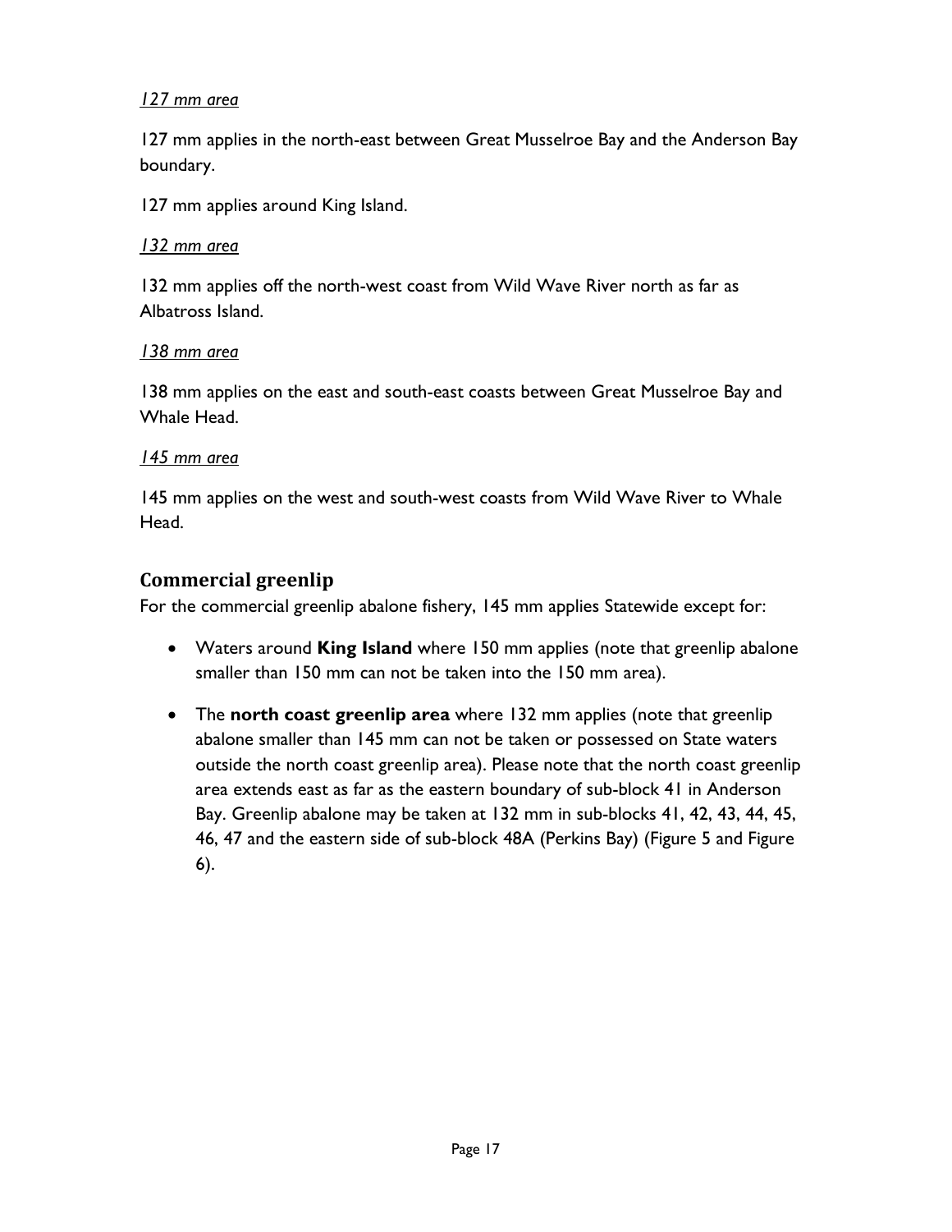*<u>127 mm area</u>*

127 mm applies in the north-east between Great Musselroe Bay and the Anderson Bay boundary.

127 mm applies around King Island.

*<u>132 mm area</u>*

132 mm applies off the north-west coast from Wild Wave River north as far as Albatross Island.

*<u>138 mm area</u>*

138 mm applies on the east and south-east coasts between Great Musselroe Bay and Whale Head.

*<u>145 mm area</u>*

145 mm applies on the west and south-west coasts from Wild Wave River to Whale Head.

## Commercial greenlip

For the commercial greenlip abalone fishery, 145 mm applies Statewide except for:

- Waters around **King Island** where 150 mm applies (note that greenlip abalone smaller than 150 mm can not be taken into the 150 mm area).
- The **north coast greenlip area** where 132 mm applies (note that greenlip abalone smaller than 145 mm can not be taken or possessed on State waters outside the north coast greenlip area). Please note that the north coast greenlip area extends east as far as the eastern boundary of sub-block 41 in Anderson Bay. Greenlip abalone may be taken at 132 mm in sub-blocks 41, 42, 43, 44, 45, 46, 47 and the eastern side of sub-block 48A (Perkins Bay) (Figure 5 and Figure 6).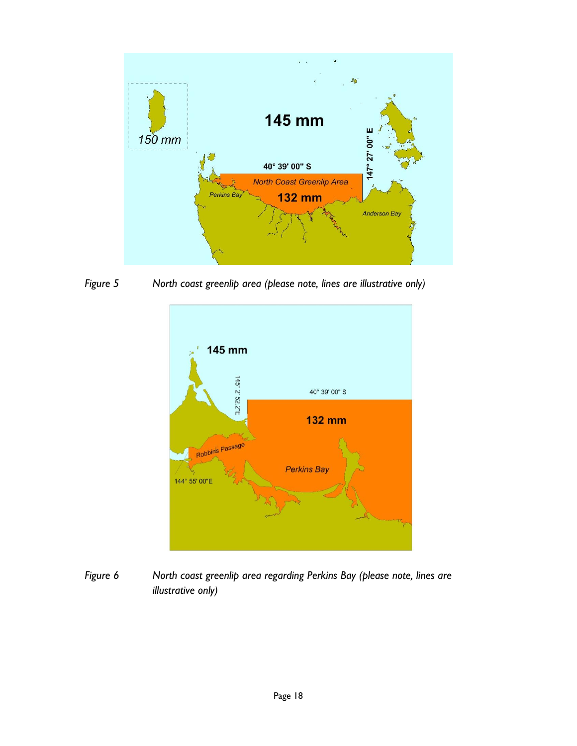Figure 5 North coast greenlip area (please note, lines are illustrative only)

Figure 6 North coast greenlip area regarding Perkins Bay (please note, lines are illustrative only)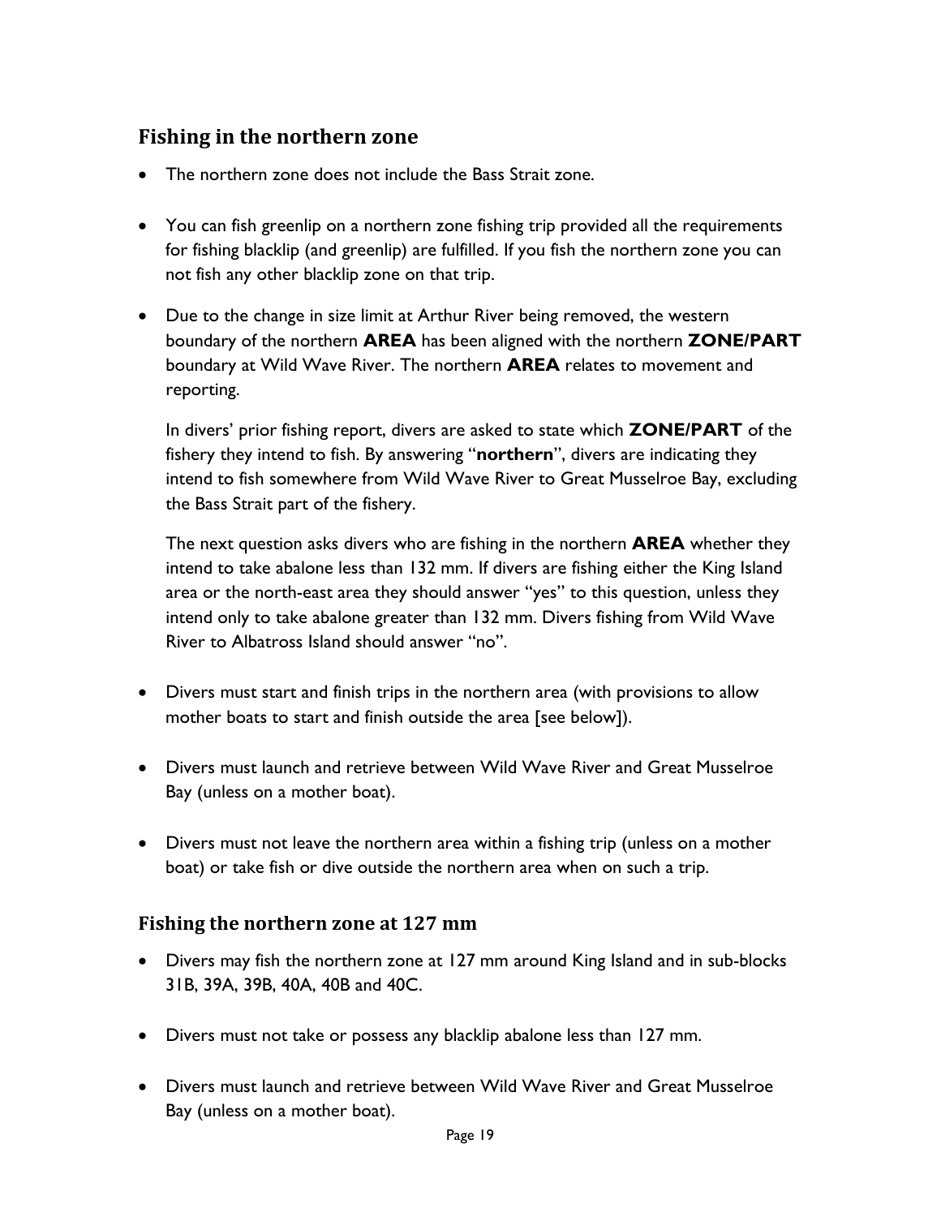## Fishing in the northern zone

- The northern zone does not include the Bass Strait zone.
- You can fish greenlip on a northern zone fishing trip provided all the requirements for fishing blacklip (and greenlip) are fulfilled. If you fish the northern zone you can not fish any other blacklip zone on that trip.
- Due to the change in size limit at Arthur River being removed, the western boundary of the northern **AREA** has been aligned with the northern **ZONE/PART** boundary at Wild Wave River. The northern **AREA** relates to movement and reporting.

  In divers' prior fishing report, divers are asked to state which **ZONE/PART** of the fishery they intend to fish. By answering "**northern**", divers are indicating they intend to fish somewhere from Wild Wave River to Great Musselroe Bay, excluding the Bass Strait part of the fishery.

  The next question asks divers who are fishing in the northern **AREA** whether they intend to take abalone less than 132 mm. If divers are fishing either the King Island area or the north-east area they should answer "yes" to this question, unless they intend only to take abalone greater than 132 mm. Divers fishing from Wild Wave River to Albatross Island should answer "no".
- Divers must start and finish trips in the northern area (with provisions to allow mother boats to start and finish outside the area [see below]).
- Divers must launch and retrieve between Wild Wave River and Great Musselroe Bay (unless on a mother boat).
- Divers must not leave the northern area within a fishing trip (unless on a mother boat) or take fish or dive outside the northern area when on such a trip.

### Fishing the northern zone at 127 mm

- Divers may fish the northern zone at 127 mm around King Island and in sub-blocks 31B, 39A, 39B, 40A, 40B and 40C.
- Divers must not take or possess any blacklip abalone less than 127 mm.
- Divers must launch and retrieve between Wild Wave River and Great Musselroe Bay (unless on a mother boat).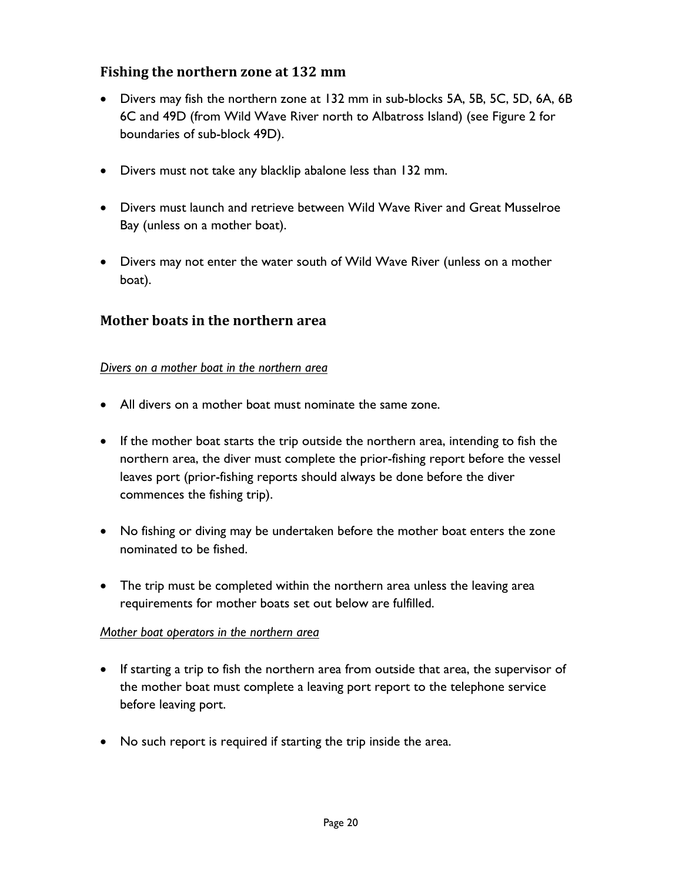## Fishing the northern zone at 132 mm

- Divers may fish the northern zone at 132 mm in sub-blocks 5A, 5B, 5C, 5D, 6A, 6B 6C and 49D (from Wild Wave River north to Albatross Island) (see Figure 2 for boundaries of sub-block 49D).
- Divers must not take any blacklip abalone less than 132 mm.
- Divers must launch and retrieve between Wild Wave River and Great Musselroe Bay (unless on a mother boat).
- Divers may not enter the water south of Wild Wave River (unless on a mother boat).

## Mother boats in the northern area

*Divers on a mother boat in the northern area*

- All divers on a mother boat must nominate the same zone.
- If the mother boat starts the trip outside the northern area, intending to fish the northern area, the diver must complete the prior-fishing report before the vessel leaves port (prior-fishing reports should always be done before the diver commences the fishing trip).
- No fishing or diving may be undertaken before the mother boat enters the zone nominated to be fished.
- The trip must be completed within the northern area unless the leaving area requirements for mother boats set out below are fulfilled.

*Mother boat operators in the northern area*

- If starting a trip to fish the northern area from outside that area, the supervisor of the mother boat must complete a leaving port report to the telephone service before leaving port.
- No such report is required if starting the trip inside the area.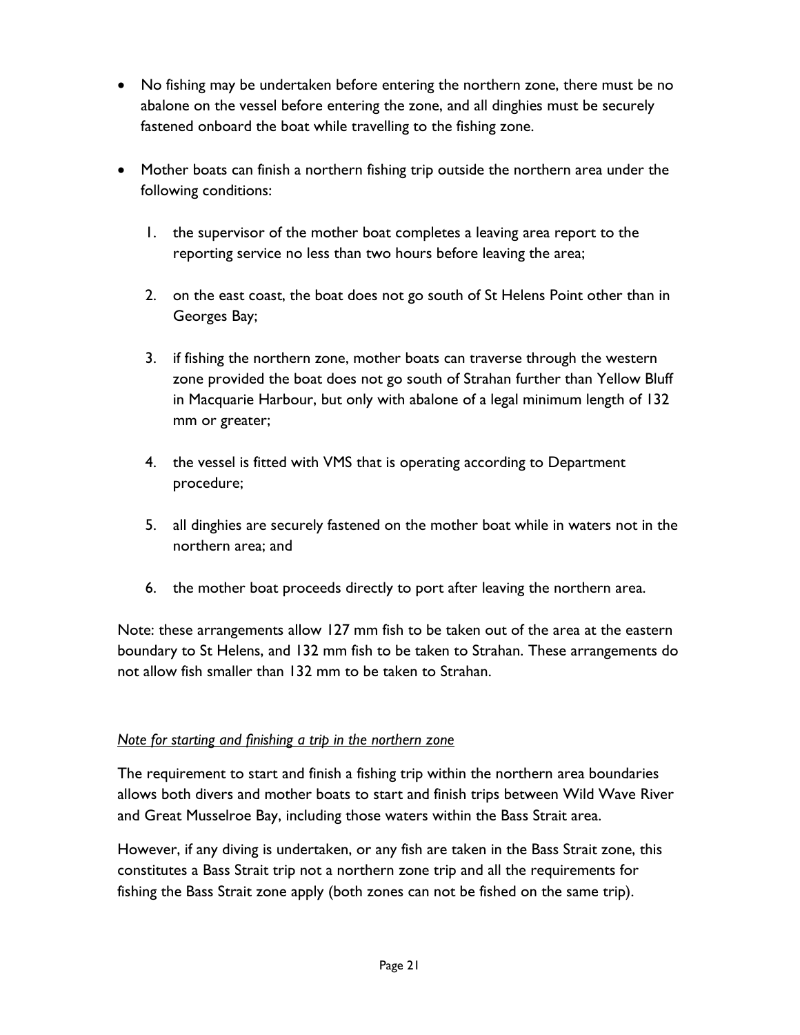- No fishing may be undertaken before entering the northern zone, there must be no abalone on the vessel before entering the zone, and all dinghies must be securely fastened onboard the boat while travelling to the fishing zone.
- Mother boats can finish a northern fishing trip outside the northern area under the following conditions:
  1. the supervisor of the mother boat completes a leaving area report to the reporting service no less than two hours before leaving the area;
  2. on the east coast, the boat does not go south of St Helens Point other than in Georges Bay;
  3. if fishing the northern zone, mother boats can traverse through the western zone provided the boat does not go south of Strahan further than Yellow Bluff in Macquarie Harbour, but only with abalone of a legal minimum length of 132 mm or greater;
  4. the vessel is fitted with VMS that is operating according to Department procedure;
  5. all dinghies are securely fastened on the mother boat while in waters not in the northern area; and
  6. the mother boat proceeds directly to port after leaving the northern area.

Note: these arrangements allow 127 mm fish to be taken out of the area at the eastern boundary to St Helens, and 132 mm fish to be taken to Strahan. These arrangements do not allow fish smaller than 132 mm to be taken to Strahan.

*Note for starting and finishing a trip in the northern zone*

The requirement to start and finish a fishing trip within the northern area boundaries allows both divers and mother boats to start and finish trips between Wild Wave River and Great Musselroe Bay, including those waters within the Bass Strait area.

However, if any diving is undertaken, or any fish are taken in the Bass Strait zone, this constitutes a Bass Strait trip not a northern zone trip and all the requirements for fishing the Bass Strait zone apply (both zones can not be fished on the same trip).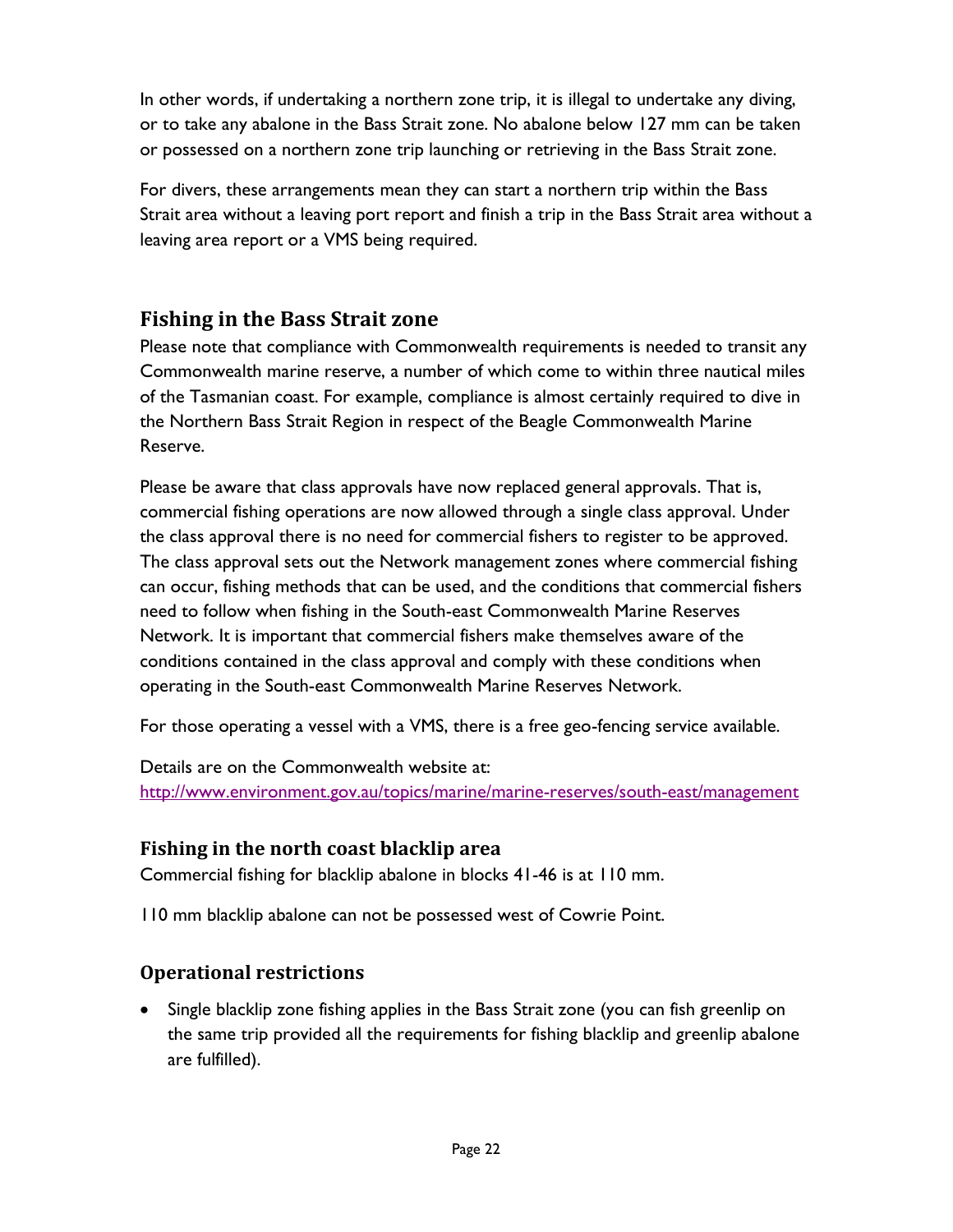In other words, if undertaking a northern zone trip, it is illegal to undertake any diving, or to take any abalone in the Bass Strait zone. No abalone below 127 mm can be taken or possessed on a northern zone trip launching or retrieving in the Bass Strait zone.

For divers, these arrangements mean they can start a northern trip within the Bass Strait area without a leaving port report and finish a trip in the Bass Strait area without a leaving area report or a VMS being required.

## Fishing in the Bass Strait zone

Please note that compliance with Commonwealth requirements is needed to transit any Commonwealth marine reserve, a number of which come to within three nautical miles of the Tasmanian coast. For example, compliance is almost certainly required to dive in the Northern Bass Strait Region in respect of the Beagle Commonwealth Marine Reserve.

Please be aware that class approvals have now replaced general approvals. That is, commercial fishing operations are now allowed through a single class approval. Under the class approval there is no need for commercial fishers to register to be approved. The class approval sets out the Network management zones where commercial fishing can occur, fishing methods that can be used, and the conditions that commercial fishers need to follow when fishing in the South-east Commonwealth Marine Reserves Network. It is important that commercial fishers make themselves aware of the conditions contained in the class approval and comply with these conditions when operating in the South-east Commonwealth Marine Reserves Network.

For those operating a vessel with a VMS, there is a free geo-fencing service available.

Details are on the Commonwealth website at: http://www.environment.gov.au/topics/marine/marine-reserves/south-east/management

### Fishing in the north coast blacklip area

Commercial fishing for blacklip abalone in blocks 41-46 is at 110 mm.

110 mm blacklip abalone can not be possessed west of Cowrie Point.

### Operational restrictions

- Single blacklip zone fishing applies in the Bass Strait zone (you can fish greenlip on the same trip provided all the requirements for fishing blacklip and greenlip abalone are fulfilled).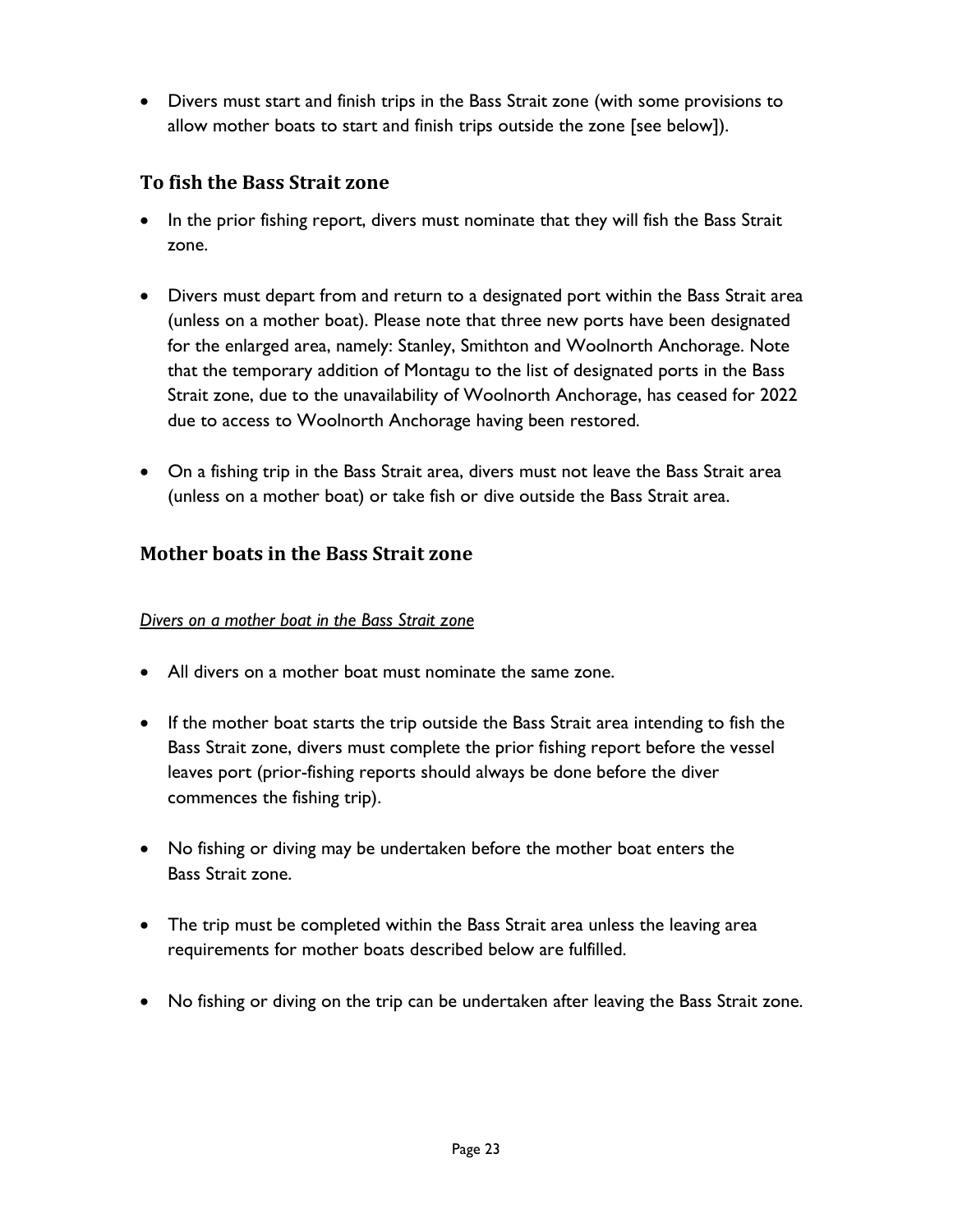- Divers must start and finish trips in the Bass Strait zone (with some provisions to allow mother boats to start and finish trips outside the zone [see below]).

## To fish the Bass Strait zone

- In the prior fishing report, divers must nominate that they will fish the Bass Strait zone.

- Divers must depart from and return to a designated port within the Bass Strait area (unless on a mother boat). Please note that three new ports have been designated for the enlarged area, namely: Stanley, Smithton and Woolnorth Anchorage. Note that the temporary addition of Montagu to the list of designated ports in the Bass Strait zone, due to the unavailability of Woolnorth Anchorage, has ceased for 2022 due to access to Woolnorth Anchorage having been restored.

- On a fishing trip in the Bass Strait area, divers must not leave the Bass Strait area (unless on a mother boat) or take fish or dive outside the Bass Strait area.

## Mother boats in the Bass Strait zone

*Divers on a mother boat in the Bass Strait zone*

- All divers on a mother boat must nominate the same zone.

- If the mother boat starts the trip outside the Bass Strait area intending to fish the Bass Strait zone, divers must complete the prior fishing report before the vessel leaves port (prior-fishing reports should always be done before the diver commences the fishing trip).

- No fishing or diving may be undertaken before the mother boat enters the Bass Strait zone.

- The trip must be completed within the Bass Strait area unless the leaving area requirements for mother boats described below are fulfilled.

- No fishing or diving on the trip can be undertaken after leaving the Bass Strait zone.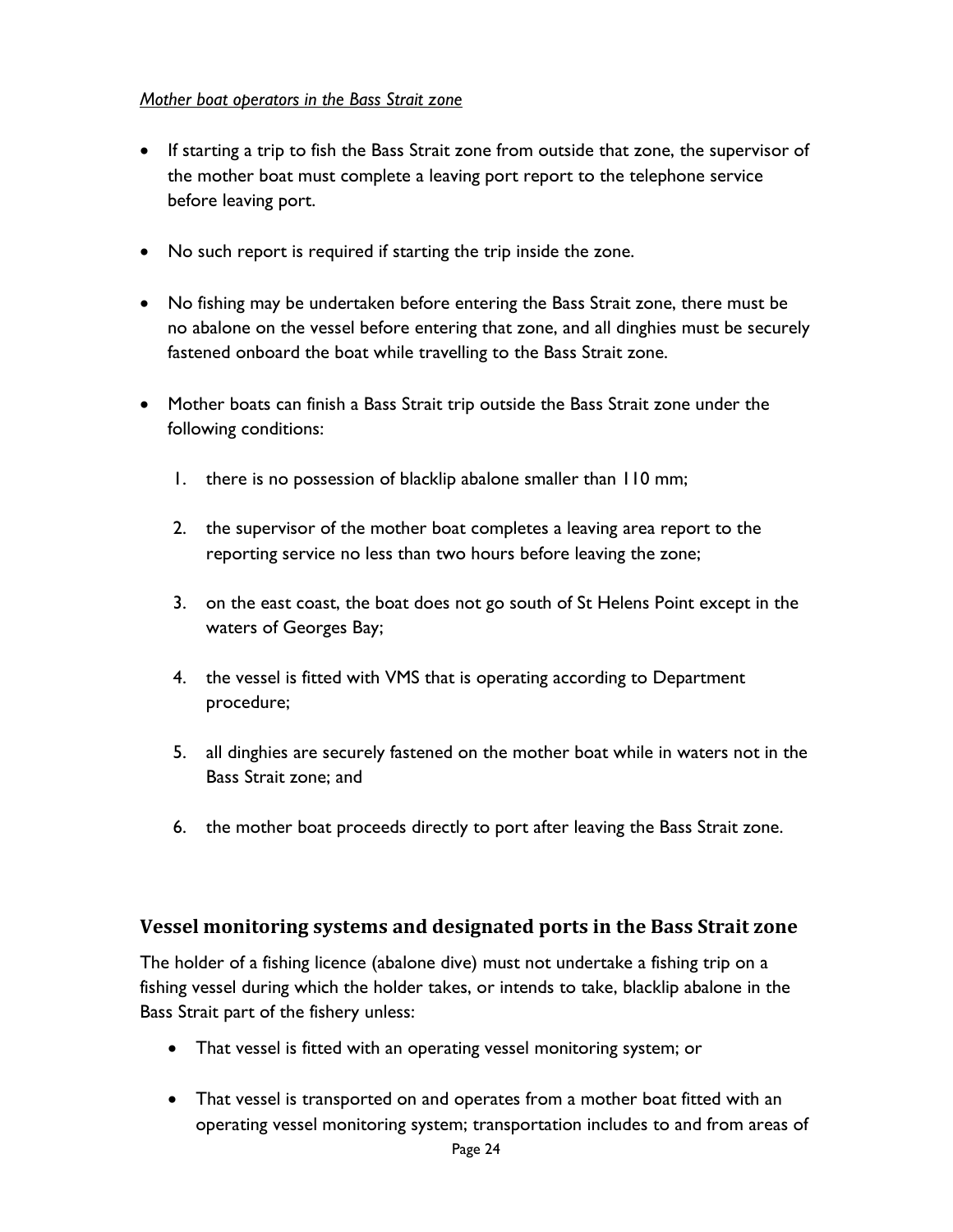*Mother boat operators in the Bass Strait zone*

- If starting a trip to fish the Bass Strait zone from outside that zone, the supervisor of the mother boat must complete a leaving port report to the telephone service before leaving port.
- No such report is required if starting the trip inside the zone.
- No fishing may be undertaken before entering the Bass Strait zone, there must be no abalone on the vessel before entering that zone, and all dinghies must be securely fastened onboard the boat while travelling to the Bass Strait zone.
- Mother boats can finish a Bass Strait trip outside the Bass Strait zone under the following conditions:
    1. there is no possession of blacklip abalone smaller than 110 mm;
    2. the supervisor of the mother boat completes a leaving area report to the reporting service no less than two hours before leaving the zone;
    3. on the east coast, the boat does not go south of St Helens Point except in the waters of Georges Bay;
    4. the vessel is fitted with VMS that is operating according to Department procedure;
    5. all dinghies are securely fastened on the mother boat while in waters not in the Bass Strait zone; and
    6. the mother boat proceeds directly to port after leaving the Bass Strait zone.

## Vessel monitoring systems and designated ports in the Bass Strait zone

The holder of a fishing licence (abalone dive) must not undertake a fishing trip on a fishing vessel during which the holder takes, or intends to take, blacklip abalone in the Bass Strait part of the fishery unless:

- That vessel is fitted with an operating vessel monitoring system; or
- That vessel is transported on and operates from a mother boat fitted with an operating vessel monitoring system; transportation includes to and from areas of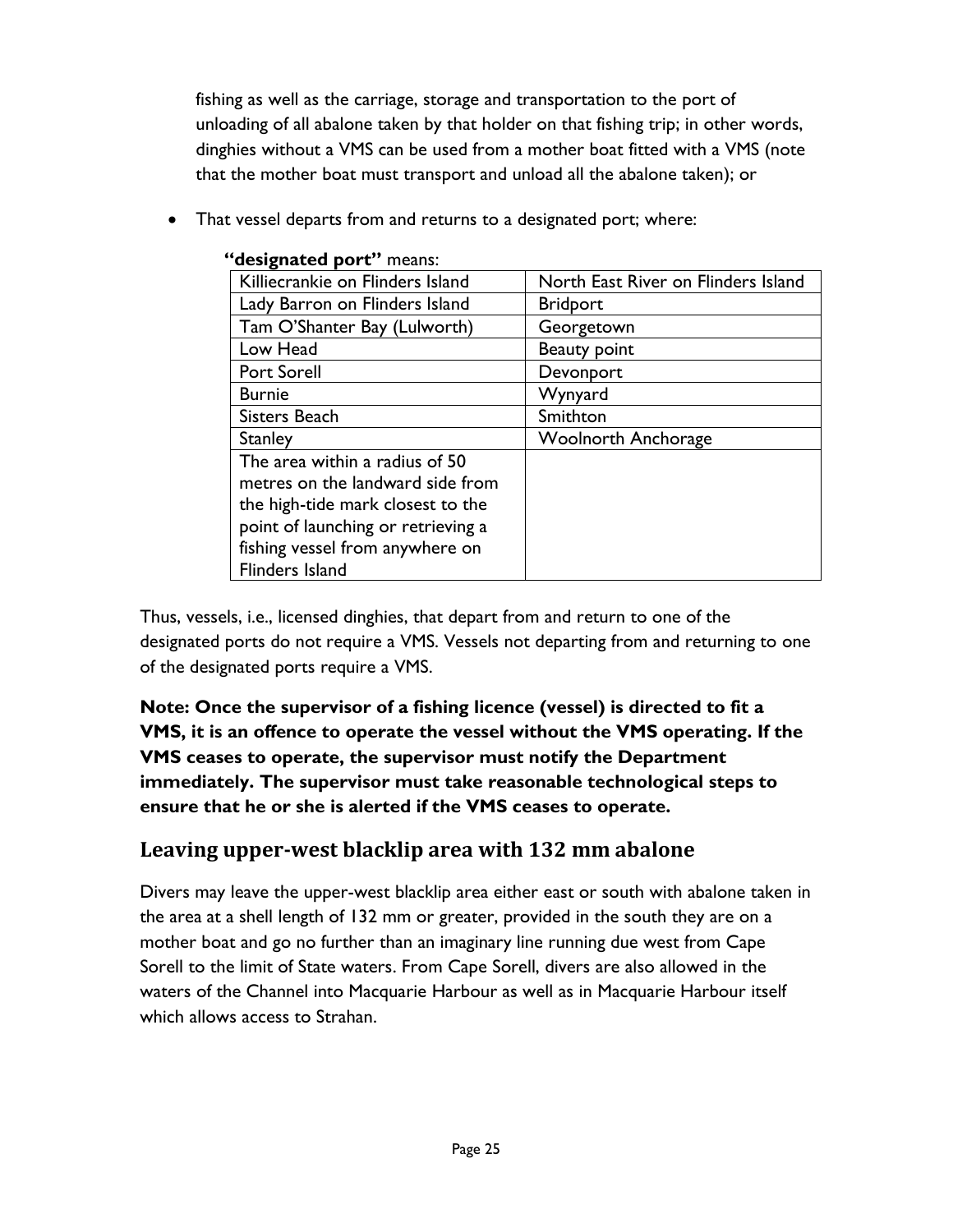fishing as well as the carriage, storage and transportation to the port of unloading of all abalone taken by that holder on that fishing trip; in other words, dinghies without a VMS can be used from a mother boat fitted with a VMS (note that the mother boat must transport and unload all the abalone taken); or

- That vessel departs from and returns to a designated port; where:

**"designated port"** means:

| Killiecrankie on Flinders Island | North East River on Flinders Island |
|---|---|
| Lady Barron on Flinders Island | Bridport |
| Tam O'Shanter Bay (Lulworth) | Georgetown |
| Low Head | Beauty point |
| Port Sorell | Devonport |
| Burnie | Wynyard |
| Sisters Beach | Smithton |
| Stanley | Woolnorth Anchorage |
| The area within a radius of 50 metres on the landward side from the high-tide mark closest to the point of launching or retrieving a fishing vessel from anywhere on Flinders Island | |

Thus, vessels, i.e., licensed dinghies, that depart from and return to one of the designated ports do not require a VMS. Vessels not departing from and returning to one of the designated ports require a VMS.

**Note: Once the supervisor of a fishing licence (vessel) is directed to fit a VMS, it is an offence to operate the vessel without the VMS operating. If the VMS ceases to operate, the supervisor must notify the Department immediately. The supervisor must take reasonable technological steps to ensure that he or she is alerted if the VMS ceases to operate.**

## Leaving upper-west blacklip area with 132 mm abalone

Divers may leave the upper-west blacklip area either east or south with abalone taken in the area at a shell length of 132 mm or greater, provided in the south they are on a mother boat and go no further than an imaginary line running due west from Cape Sorell to the limit of State waters. From Cape Sorell, divers are also allowed in the waters of the Channel into Macquarie Harbour as well as in Macquarie Harbour itself which allows access to Strahan.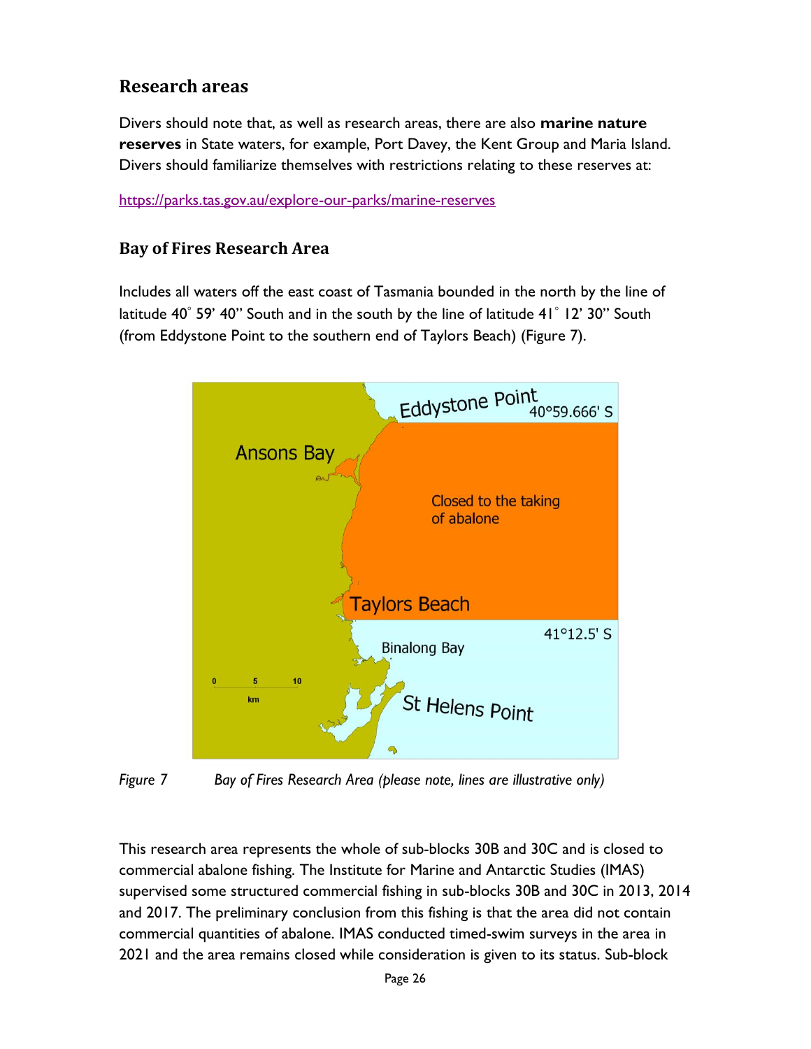## Research areas

Divers should note that, as well as research areas, there are also **marine nature reserves** in State waters, for example, Port Davey, the Kent Group and Maria Island. Divers should familiarize themselves with restrictions relating to these reserves at:

https://parks.tas.gov.au/explore-our-parks/marine-reserves

### Bay of Fires Research Area

Includes all waters off the east coast of Tasmania bounded in the north by the line of latitude 40° 59' 40" South and in the south by the line of latitude 41° 12' 30" South (from Eddystone Point to the southern end of Taylors Beach) (Figure 7).

*Figure 7 Bay of Fires Research Area (please note, lines are illustrative only)*

This research area represents the whole of sub-blocks 30B and 30C and is closed to commercial abalone fishing. The Institute for Marine and Antarctic Studies (IMAS) supervised some structured commercial fishing in sub-blocks 30B and 30C in 2013, 2014 and 2017. The preliminary conclusion from this fishing is that the area did not contain commercial quantities of abalone. IMAS conducted timed-swim surveys in the area in 2021 and the area remains closed while consideration is given to its status. Sub-block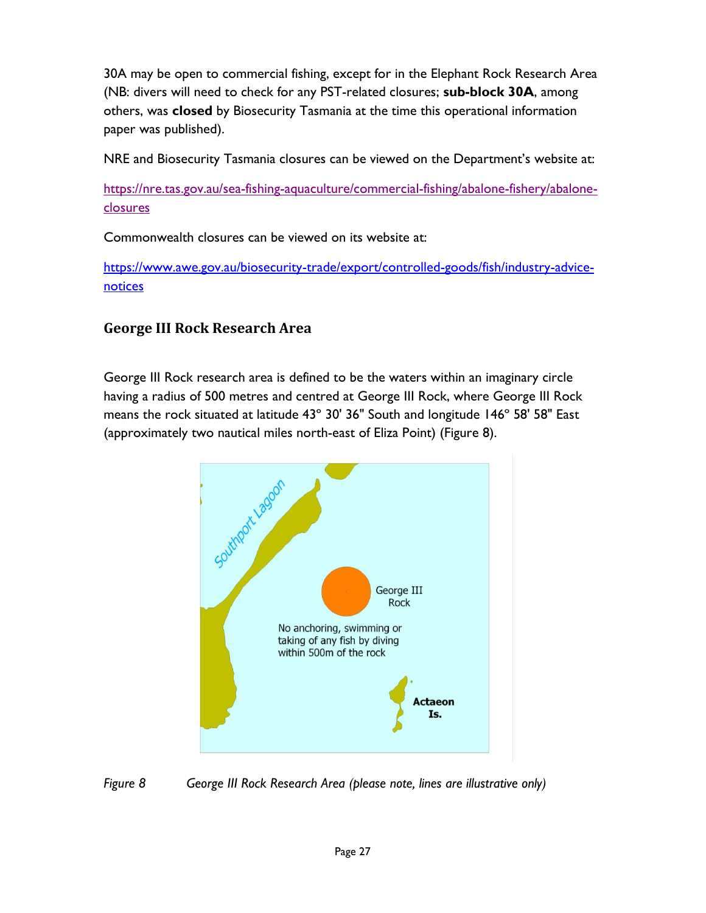30A may be open to commercial fishing, except for in the Elephant Rock Research Area (NB: divers will need to check for any PST-related closures; **sub-block 30A**, among others, was **closed** by Biosecurity Tasmania at the time this operational information paper was published).

NRE and Biosecurity Tasmania closures can be viewed on the Department's website at:

https://nre.tas.gov.au/sea-fishing-aquaculture/commercial-fishing/abalone-fishery/abalone-closures

Commonwealth closures can be viewed on its website at:

https://www.awe.gov.au/biosecurity-trade/export/controlled-goods/fish/industry-advice-notices

## George III Rock Research Area

George III Rock research area is defined to be the waters within an imaginary circle having a radius of 500 metres and centred at George III Rock, where George III Rock means the rock situated at latitude 43° 30' 36" South and longitude 146° 58' 58" East (approximately two nautical miles north-east of Eliza Point) (Figure 8).

*Figure 8 George III Rock Research Area (please note, lines are illustrative only)*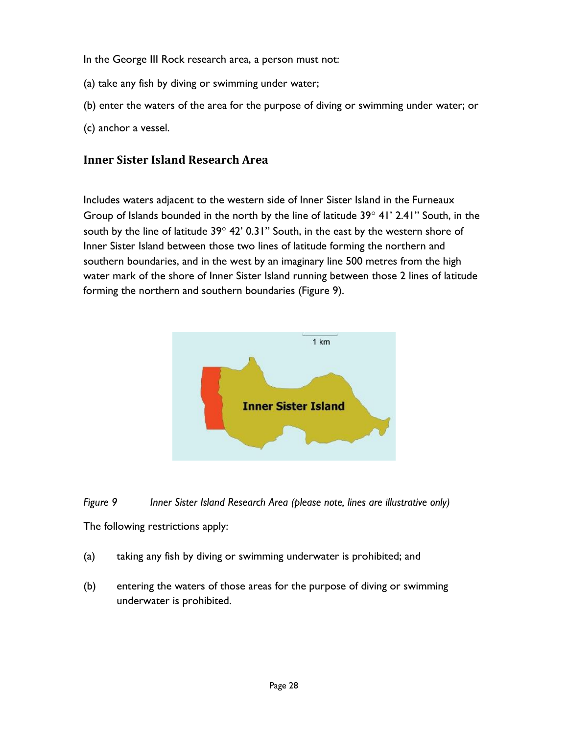In the George III Rock research area, a person must not:

(a) take any fish by diving or swimming under water;

(b) enter the waters of the area for the purpose of diving or swimming under water; or

(c) anchor a vessel.

## Inner Sister Island Research Area

Includes waters adjacent to the western side of Inner Sister Island in the Furneaux Group of Islands bounded in the north by the line of latitude 39° 41' 2.41" South, in the south by the line of latitude 39° 42' 0.31" South, in the east by the western shore of Inner Sister Island between those two lines of latitude forming the northern and southern boundaries, and in the west by an imaginary line 500 metres from the high water mark of the shore of Inner Sister Island running between those 2 lines of latitude forming the northern and southern boundaries (Figure 9).

*Figure 9 Inner Sister Island Research Area (please note, lines are illustrative only)*

The following restrictions apply:

(a) taking any fish by diving or swimming underwater is prohibited; and

(b) entering the waters of those areas for the purpose of diving or swimming underwater is prohibited.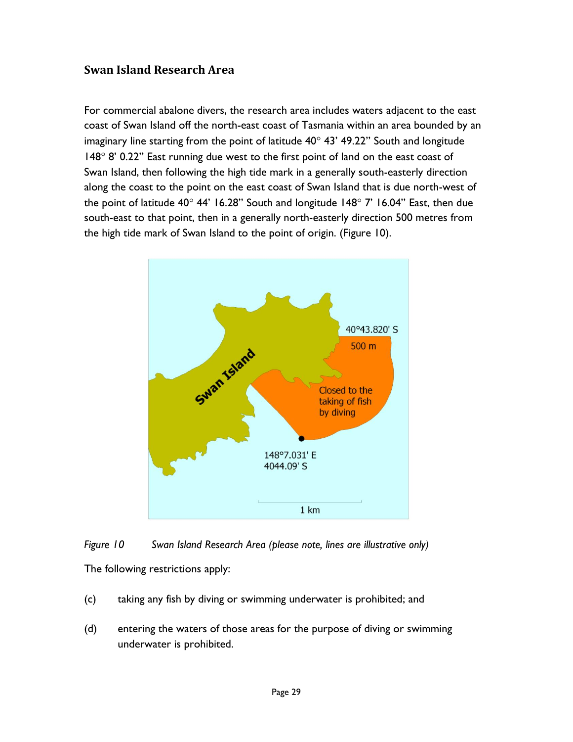## Swan Island Research Area

For commercial abalone divers, the research area includes waters adjacent to the east coast of Swan Island off the north-east coast of Tasmania within an area bounded by an imaginary line starting from the point of latitude 40° 43' 49.22" South and longitude 148° 8' 0.22" East running due west to the first point of land on the east coast of Swan Island, then following the high tide mark in a generally south-easterly direction along the coast to the point on the east coast of Swan Island that is due north-west of the point of latitude 40° 44' 16.28" South and longitude 148° 7' 16.04" East, then due south-east to that point, then in a generally north-easterly direction 500 metres from the high tide mark of Swan Island to the point of origin. (Figure 10).

*Figure 10 Swan Island Research Area (please note, lines are illustrative only)*

The following restrictions apply:

(c) taking any fish by diving or swimming underwater is prohibited; and

(d) entering the waters of those areas for the purpose of diving or swimming underwater is prohibited.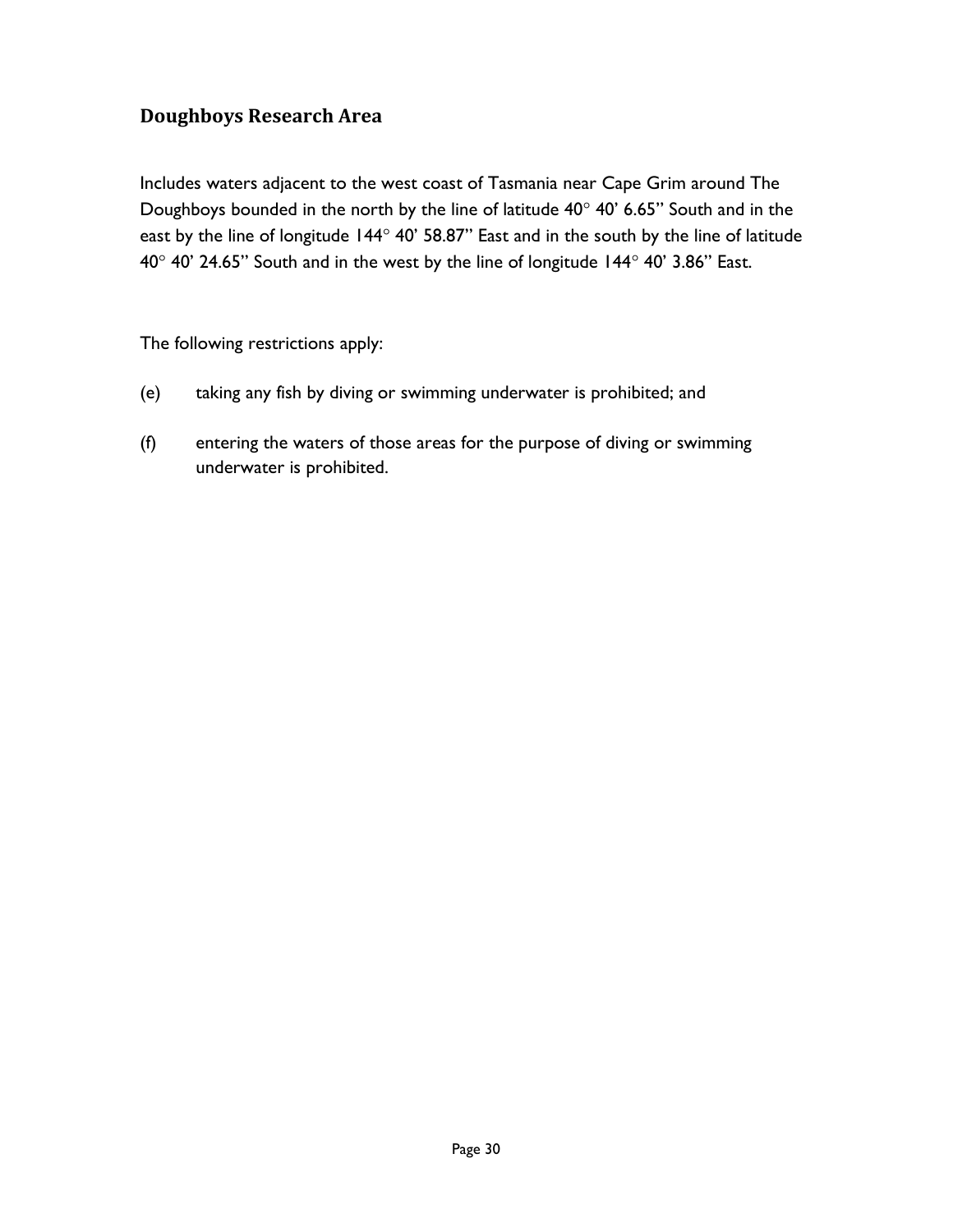## Doughboys Research Area

Includes waters adjacent to the west coast of Tasmania near Cape Grim around The Doughboys bounded in the north by the line of latitude 40° 40' 6.65" South and in the east by the line of longitude 144° 40' 58.87" East and in the south by the line of latitude 40° 40' 24.65" South and in the west by the line of longitude 144° 40' 3.86" East.

The following restrictions apply:

(e) taking any fish by diving or swimming underwater is prohibited; and

(f) entering the waters of those areas for the purpose of diving or swimming underwater is prohibited.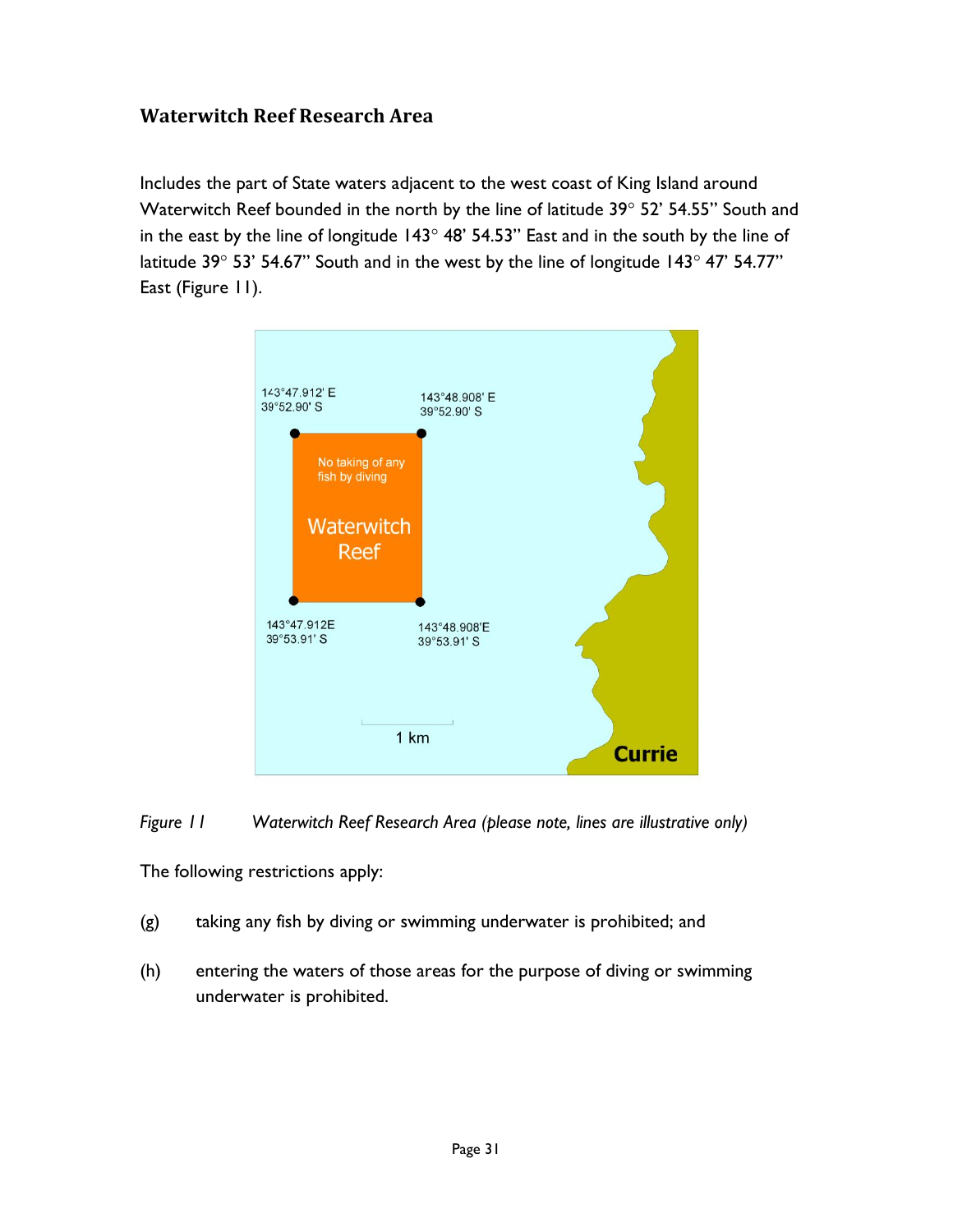## Waterwitch Reef Research Area

Includes the part of State waters adjacent to the west coast of King Island around Waterwitch Reef bounded in the north by the line of latitude 39° 52' 54.55" South and in the east by the line of longitude 143° 48' 54.53" East and in the south by the line of latitude 39° 53' 54.67" South and in the west by the line of longitude 143° 47' 54.77" East (Figure 11).

*Figure 11 Waterwitch Reef Research Area (please note, lines are illustrative only)*

The following restrictions apply:

(g) taking any fish by diving or swimming underwater is prohibited; and

(h) entering the waters of those areas for the purpose of diving or swimming underwater is prohibited.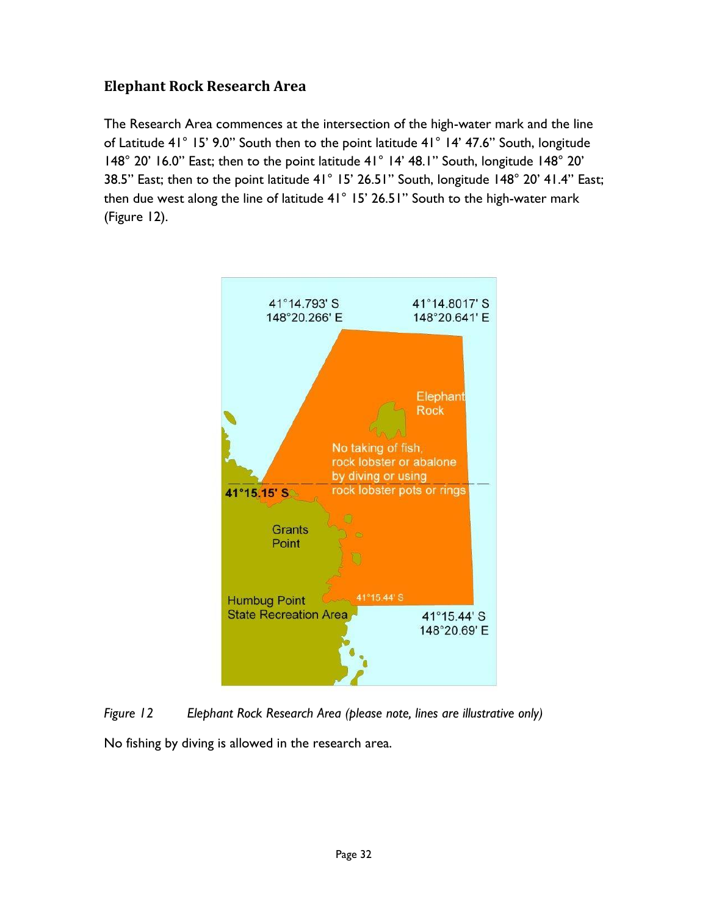## Elephant Rock Research Area

The Research Area commences at the intersection of the high-water mark and the line of Latitude 41° 15' 9.0" South then to the point latitude 41° 14' 47.6" South, longitude 148° 20' 16.0" East; then to the point latitude 41° 14' 48.1" South, longitude 148° 20' 38.5" East; then to the point latitude 41° 15' 26.51" South, longitude 148° 20' 41.4" East; then due west along the line of latitude 41° 15' 26.51" South to the high-water mark (Figure 12).

*Figure 12 Elephant Rock Research Area (please note, lines are illustrative only)*

No fishing by diving is allowed in the research area.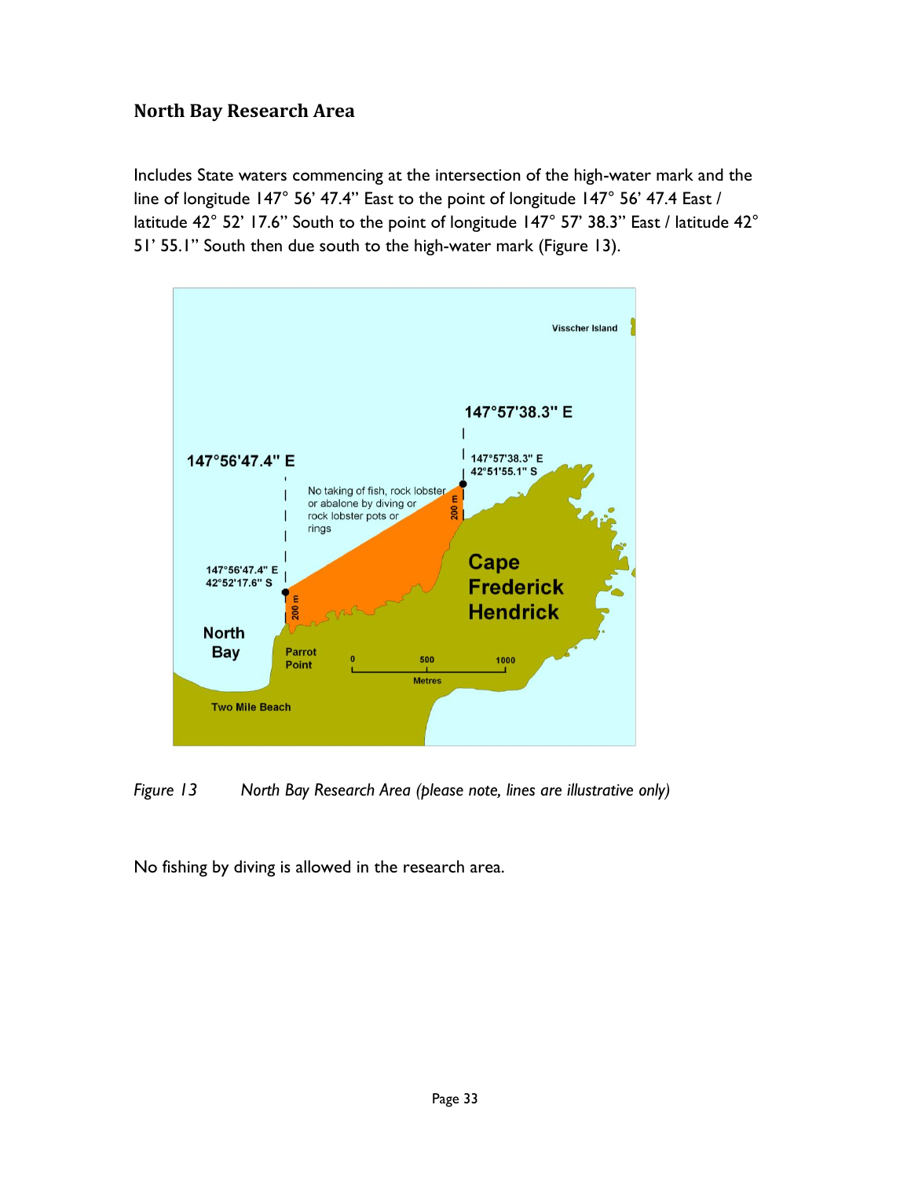## North Bay Research Area

Includes State waters commencing at the intersection of the high-water mark and the line of longitude 147° 56' 47.4" East to the point of longitude 147° 56' 47.4 East / latitude 42° 52' 17.6" South to the point of longitude 147° 57' 38.3" East / latitude 42° 51' 55.1" South then due south to the high-water mark (Figure 13).

*Figure 13 North Bay Research Area (please note, lines are illustrative only)*

No fishing by diving is allowed in the research area.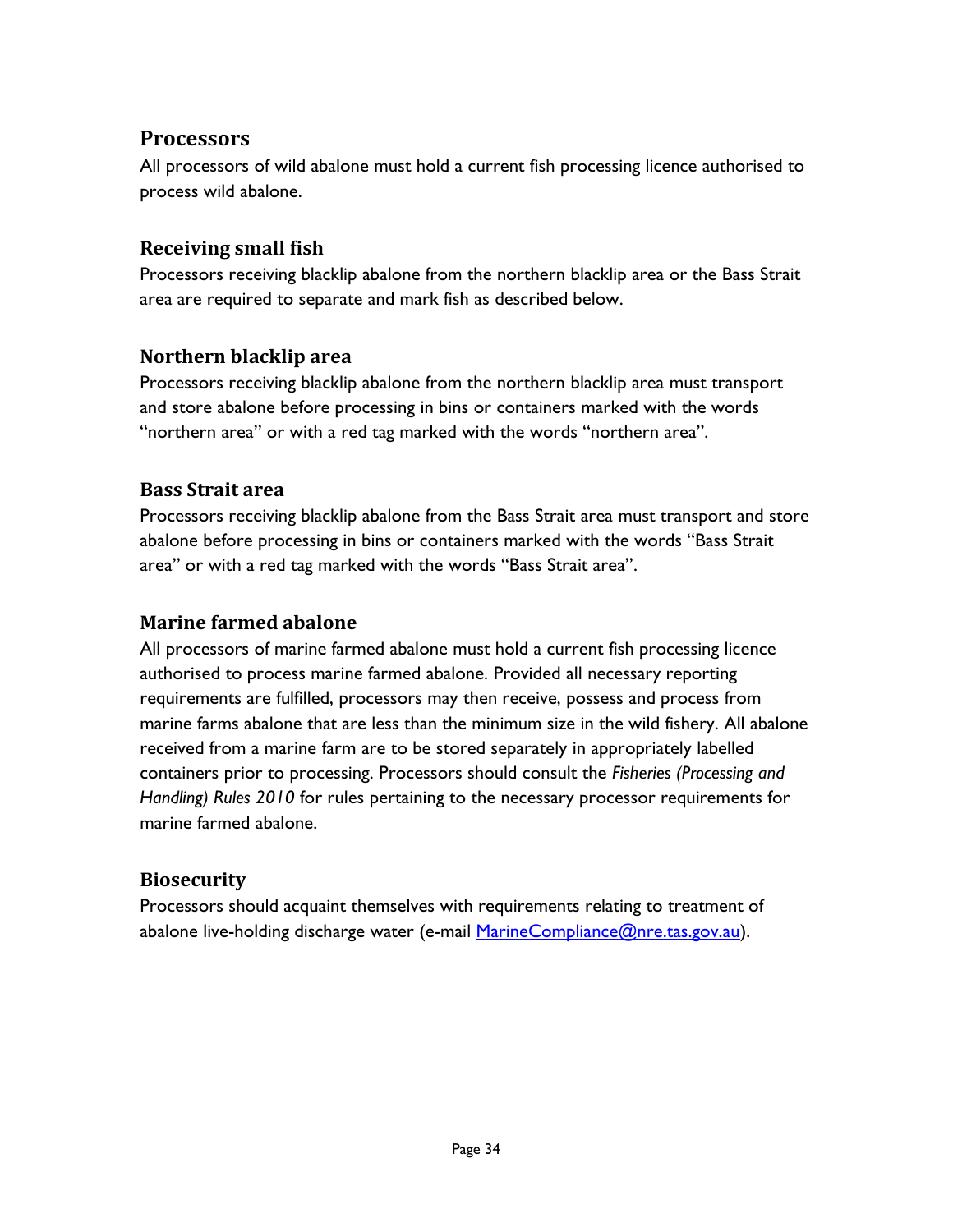## Processors

All processors of wild abalone must hold a current fish processing licence authorised to process wild abalone.

### Receiving small fish

Processors receiving blacklip abalone from the northern blacklip area or the Bass Strait area are required to separate and mark fish as described below.

### Northern blacklip area

Processors receiving blacklip abalone from the northern blacklip area must transport and store abalone before processing in bins or containers marked with the words "northern area" or with a red tag marked with the words "northern area".

### Bass Strait area

Processors receiving blacklip abalone from the Bass Strait area must transport and store abalone before processing in bins or containers marked with the words "Bass Strait area" or with a red tag marked with the words "Bass Strait area".

### Marine farmed abalone

All processors of marine farmed abalone must hold a current fish processing licence authorised to process marine farmed abalone. Provided all necessary reporting requirements are fulfilled, processors may then receive, possess and process from marine farms abalone that are less than the minimum size in the wild fishery. All abalone received from a marine farm are to be stored separately in appropriately labelled containers prior to processing. Processors should consult the *Fisheries (Processing and Handling) Rules 2010* for rules pertaining to the necessary processor requirements for marine farmed abalone.

### Biosecurity

Processors should acquaint themselves with requirements relating to treatment of abalone live-holding discharge water (e-mail MarineCompliance@nre.tas.gov.au).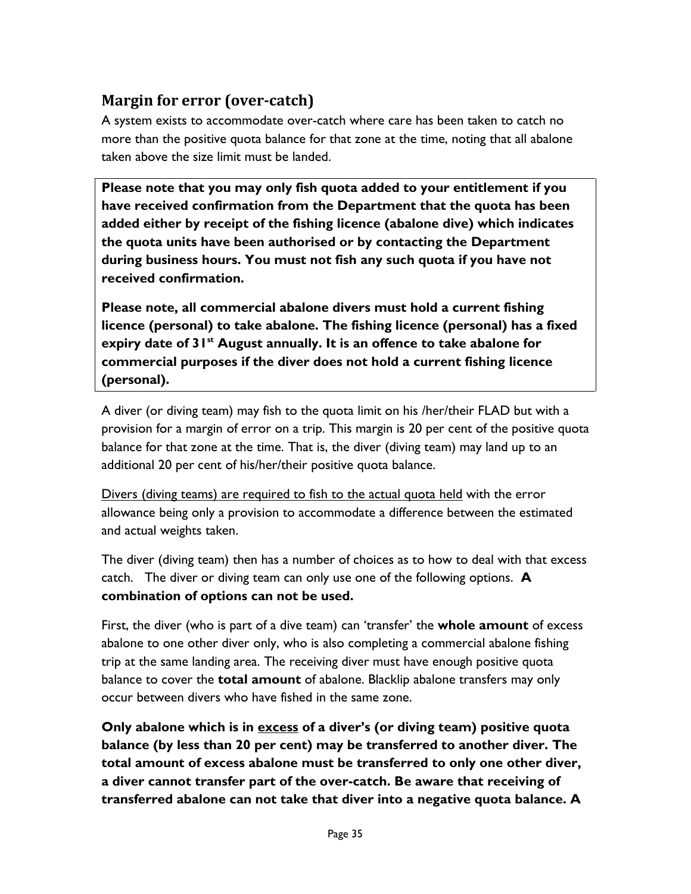## Margin for error (over-catch)

A system exists to accommodate over-catch where care has been taken to catch no more than the positive quota balance for that zone at the time, noting that all abalone taken above the size limit must be landed.

**Please note that you may only fish quota added to your entitlement if you have received confirmation from the Department that the quota has been added either by receipt of the fishing licence (abalone dive) which indicates the quota units have been authorised or by contacting the Department during business hours. You must not fish any such quota if you have not received confirmation.**

**Please note, all commercial abalone divers must hold a current fishing licence (personal) to take abalone. The fishing licence (personal) has a fixed expiry date of 31st August annually. It is an offence to take abalone for commercial purposes if the diver does not hold a current fishing licence (personal).**

A diver (or diving team) may fish to the quota limit on his /her/their FLAD but with a provision for a margin of error on a trip. This margin is 20 per cent of the positive quota balance for that zone at the time. That is, the diver (diving team) may land up to an additional 20 per cent of his/her/their positive quota balance.

<u>Divers (diving teams) are required to fish to the actual quota held</u> with the error allowance being only a provision to accommodate a difference between the estimated and actual weights taken.

The diver (diving team) then has a number of choices as to how to deal with that excess catch. The diver or diving team can only use one of the following options. **A combination of options can not be used.**

First, the diver (who is part of a dive team) can 'transfer' the **whole amount** of excess abalone to one other diver only, who is also completing a commercial abalone fishing trip at the same landing area. The receiving diver must have enough positive quota balance to cover the **total amount** of abalone. Blacklip abalone transfers may only occur between divers who have fished in the same zone.

**Only abalone which is in <u>excess</u> of a diver's (or diving team) positive quota balance (by less than 20 per cent) may be transferred to another diver. The total amount of excess abalone must be transferred to only one other diver, a diver cannot transfer part of the over-catch. Be aware that receiving of transferred abalone can not take that diver into a negative quota balance. A**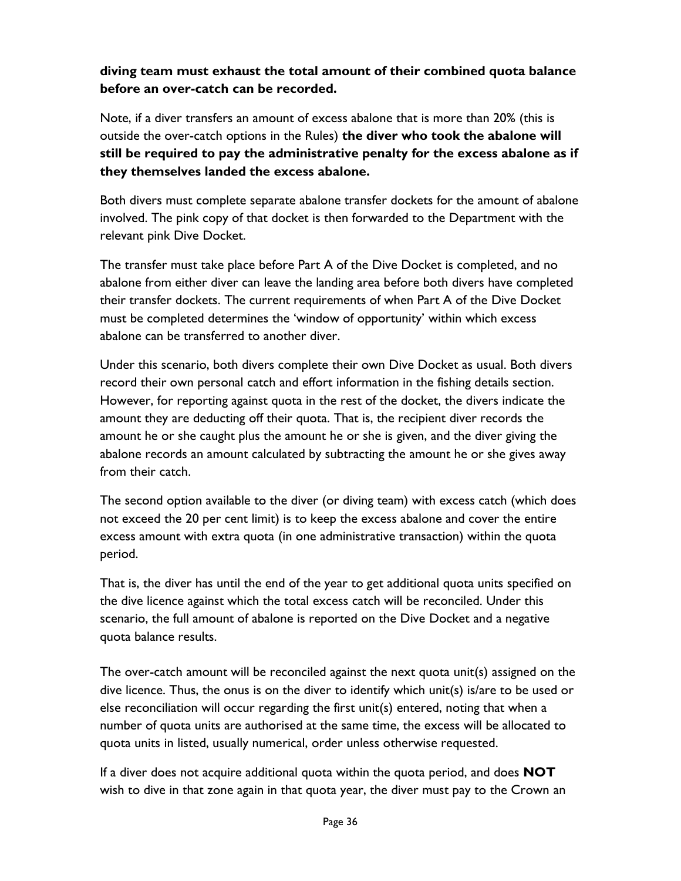**diving team must exhaust the total amount of their combined quota balance before an over-catch can be recorded.**

Note, if a diver transfers an amount of excess abalone that is more than 20% (this is outside the over-catch options in the Rules) **the diver who took the abalone will still be required to pay the administrative penalty for the excess abalone as if they themselves landed the excess abalone.**

Both divers must complete separate abalone transfer dockets for the amount of abalone involved. The pink copy of that docket is then forwarded to the Department with the relevant pink Dive Docket.

The transfer must take place before Part A of the Dive Docket is completed, and no abalone from either diver can leave the landing area before both divers have completed their transfer dockets. The current requirements of when Part A of the Dive Docket must be completed determines the 'window of opportunity' within which excess abalone can be transferred to another diver.

Under this scenario, both divers complete their own Dive Docket as usual. Both divers record their own personal catch and effort information in the fishing details section. However, for reporting against quota in the rest of the docket, the divers indicate the amount they are deducting off their quota. That is, the recipient diver records the amount he or she caught plus the amount he or she is given, and the diver giving the abalone records an amount calculated by subtracting the amount he or she gives away from their catch.

The second option available to the diver (or diving team) with excess catch (which does not exceed the 20 per cent limit) is to keep the excess abalone and cover the entire excess amount with extra quota (in one administrative transaction) within the quota period.

That is, the diver has until the end of the year to get additional quota units specified on the dive licence against which the total excess catch will be reconciled. Under this scenario, the full amount of abalone is reported on the Dive Docket and a negative quota balance results.

The over-catch amount will be reconciled against the next quota unit(s) assigned on the dive licence. Thus, the onus is on the diver to identify which unit(s) is/are to be used or else reconciliation will occur regarding the first unit(s) entered, noting that when a number of quota units are authorised at the same time, the excess will be allocated to quota units in listed, usually numerical, order unless otherwise requested.

If a diver does not acquire additional quota within the quota period, and does **NOT** wish to dive in that zone again in that quota year, the diver must pay to the Crown an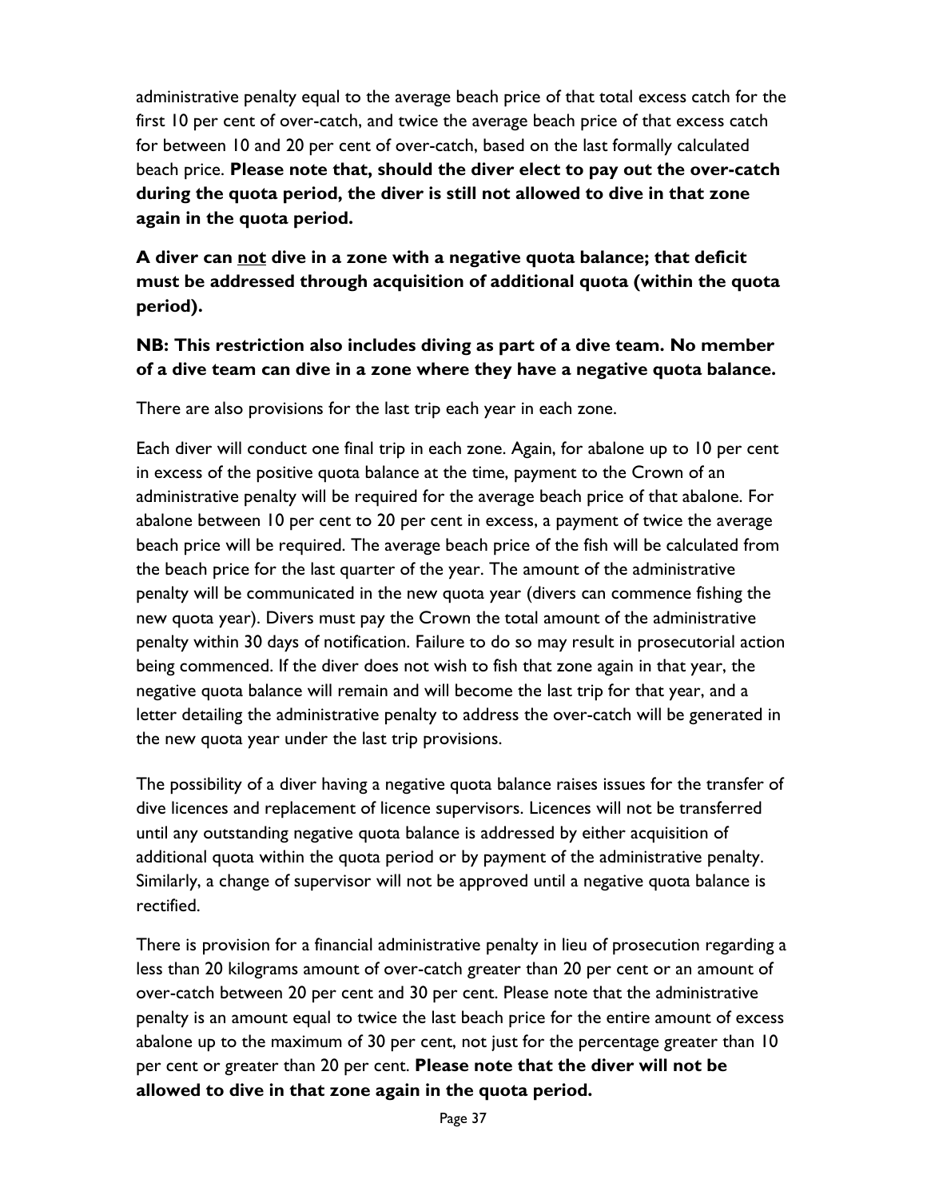administrative penalty equal to the average beach price of that total excess catch for the first 10 per cent of over-catch, and twice the average beach price of that excess catch for between 10 and 20 per cent of over-catch, based on the last formally calculated beach price. **Please note that, should the diver elect to pay out the over-catch during the quota period, the diver is still not allowed to dive in that zone again in the quota period.**

**A diver can <u>not</u> dive in a zone with a negative quota balance; that deficit must be addressed through acquisition of additional quota (within the quota period).**

**NB: This restriction also includes diving as part of a dive team. No member of a dive team can dive in a zone where they have a negative quota balance.**

There are also provisions for the last trip each year in each zone.

Each diver will conduct one final trip in each zone. Again, for abalone up to 10 per cent in excess of the positive quota balance at the time, payment to the Crown of an administrative penalty will be required for the average beach price of that abalone. For abalone between 10 per cent to 20 per cent in excess, a payment of twice the average beach price will be required. The average beach price of the fish will be calculated from the beach price for the last quarter of the year. The amount of the administrative penalty will be communicated in the new quota year (divers can commence fishing the new quota year). Divers must pay the Crown the total amount of the administrative penalty within 30 days of notification. Failure to do so may result in prosecutorial action being commenced. If the diver does not wish to fish that zone again in that year, the negative quota balance will remain and will become the last trip for that year, and a letter detailing the administrative penalty to address the over-catch will be generated in the new quota year under the last trip provisions.

The possibility of a diver having a negative quota balance raises issues for the transfer of dive licences and replacement of licence supervisors. Licences will not be transferred until any outstanding negative quota balance is addressed by either acquisition of additional quota within the quota period or by payment of the administrative penalty. Similarly, a change of supervisor will not be approved until a negative quota balance is rectified.

There is provision for a financial administrative penalty in lieu of prosecution regarding a less than 20 kilograms amount of over-catch greater than 20 per cent or an amount of over-catch between 20 per cent and 30 per cent. Please note that the administrative penalty is an amount equal to twice the last beach price for the entire amount of excess abalone up to the maximum of 30 per cent, not just for the percentage greater than 10 per cent or greater than 20 per cent. **Please note that the diver will not be allowed to dive in that zone again in the quota period.**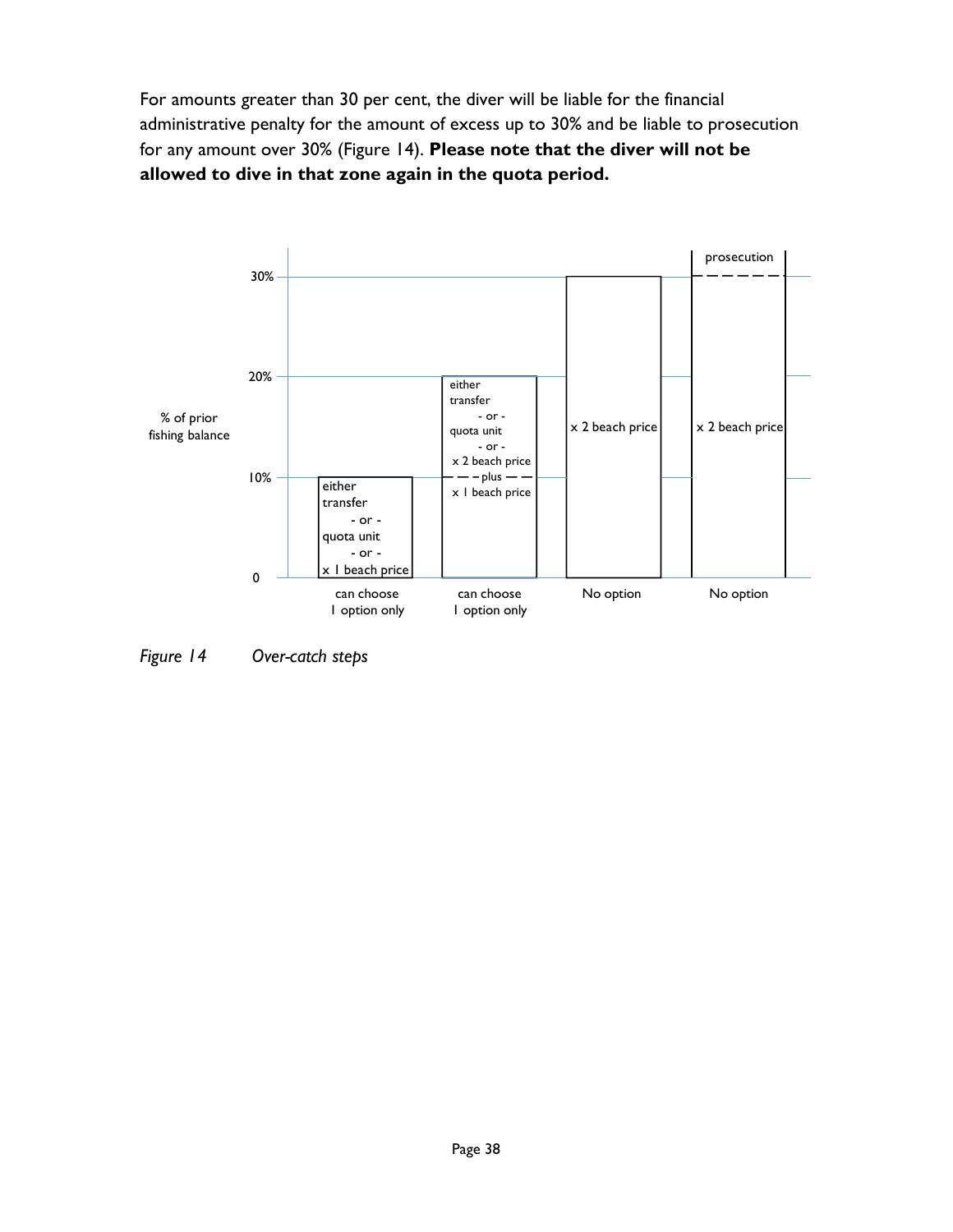For amounts greater than 30 per cent, the diver will be liable for the financial administrative penalty for the amount of excess up to 30% and be liable to prosecution for any amount over 30% (Figure 14). **Please note that the diver will not be allowed to dive in that zone again in the quota period.**

*Figure 14 Over-catch steps*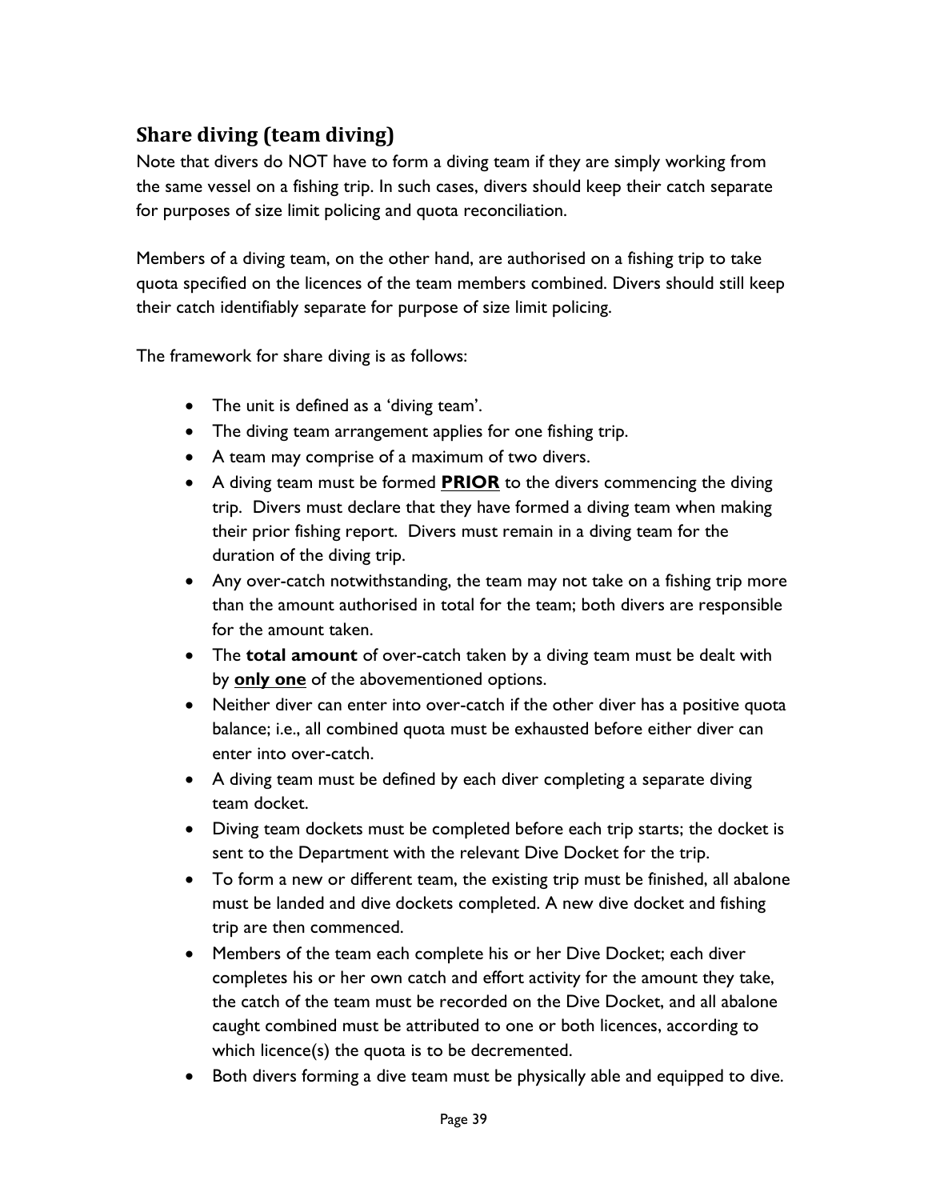## Share diving (team diving)

Note that divers do NOT have to form a diving team if they are simply working from the same vessel on a fishing trip. In such cases, divers should keep their catch separate for purposes of size limit policing and quota reconciliation.

Members of a diving team, on the other hand, are authorised on a fishing trip to take quota specified on the licences of the team members combined. Divers should still keep their catch identifiably separate for purpose of size limit policing.

The framework for share diving is as follows:

- The unit is defined as a 'diving team'.
- The diving team arrangement applies for one fishing trip.
- A team may comprise of a maximum of two divers.
- A diving team must be formed <u>**PRIOR**</u> to the divers commencing the diving trip. Divers must declare that they have formed a diving team when making their prior fishing report. Divers must remain in a diving team for the duration of the diving trip.
- Any over-catch notwithstanding, the team may not take on a fishing trip more than the amount authorised in total for the team; both divers are responsible for the amount taken.
- The **total amount** of over-catch taken by a diving team must be dealt with by <u>**only one**</u> of the abovementioned options.
- Neither diver can enter into over-catch if the other diver has a positive quota balance; i.e., all combined quota must be exhausted before either diver can enter into over-catch.
- A diving team must be defined by each diver completing a separate diving team docket.
- Diving team dockets must be completed before each trip starts; the docket is sent to the Department with the relevant Dive Docket for the trip.
- To form a new or different team, the existing trip must be finished, all abalone must be landed and dive dockets completed. A new dive docket and fishing trip are then commenced.
- Members of the team each complete his or her Dive Docket; each diver completes his or her own catch and effort activity for the amount they take, the catch of the team must be recorded on the Dive Docket, and all abalone caught combined must be attributed to one or both licences, according to which licence(s) the quota is to be decremented.
- Both divers forming a dive team must be physically able and equipped to dive.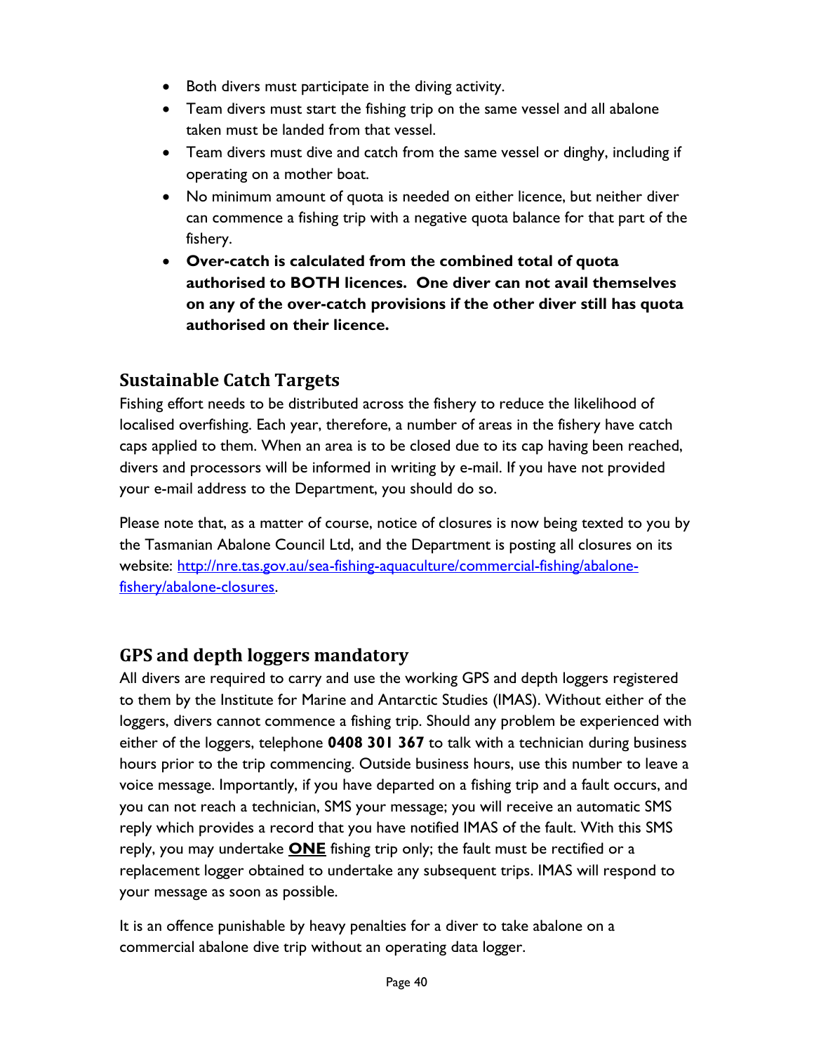- Both divers must participate in the diving activity.
- Team divers must start the fishing trip on the same vessel and all abalone taken must be landed from that vessel.
- Team divers must dive and catch from the same vessel or dinghy, including if operating on a mother boat.
- No minimum amount of quota is needed on either licence, but neither diver can commence a fishing trip with a negative quota balance for that part of the fishery.
- **Over-catch is calculated from the combined total of quota authorised to BOTH licences. One diver can not avail themselves on any of the over-catch provisions if the other diver still has quota authorised on their licence.**

## Sustainable Catch Targets

Fishing effort needs to be distributed across the fishery to reduce the likelihood of localised overfishing. Each year, therefore, a number of areas in the fishery have catch caps applied to them. When an area is to be closed due to its cap having been reached, divers and processors will be informed in writing by e-mail. If you have not provided your e-mail address to the Department, you should do so.

Please note that, as a matter of course, notice of closures is now being texted to you by the Tasmanian Abalone Council Ltd, and the Department is posting all closures on its website: [http://nre.tas.gov.au/sea-fishing-aquaculture/commercial-fishing/abalone-fishery/abalone-closures](http://nre.tas.gov.au/sea-fishing-aquaculture/commercial-fishing/abalone-fishery/abalone-closures).

## GPS and depth loggers mandatory

All divers are required to carry and use the working GPS and depth loggers registered to them by the Institute for Marine and Antarctic Studies (IMAS). Without either of the loggers, divers cannot commence a fishing trip. Should any problem be experienced with either of the loggers, telephone **0408 301 367** to talk with a technician during business hours prior to the trip commencing. Outside business hours, use this number to leave a voice message. Importantly, if you have departed on a fishing trip and a fault occurs, and you can not reach a technician, SMS your message; you will receive an automatic SMS reply which provides a record that you have notified IMAS of the fault. With this SMS reply, you may undertake **<u>ONE</u>** fishing trip only; the fault must be rectified or a replacement logger obtained to undertake any subsequent trips. IMAS will respond to your message as soon as possible.

It is an offence punishable by heavy penalties for a diver to take abalone on a commercial abalone dive trip without an operating data logger.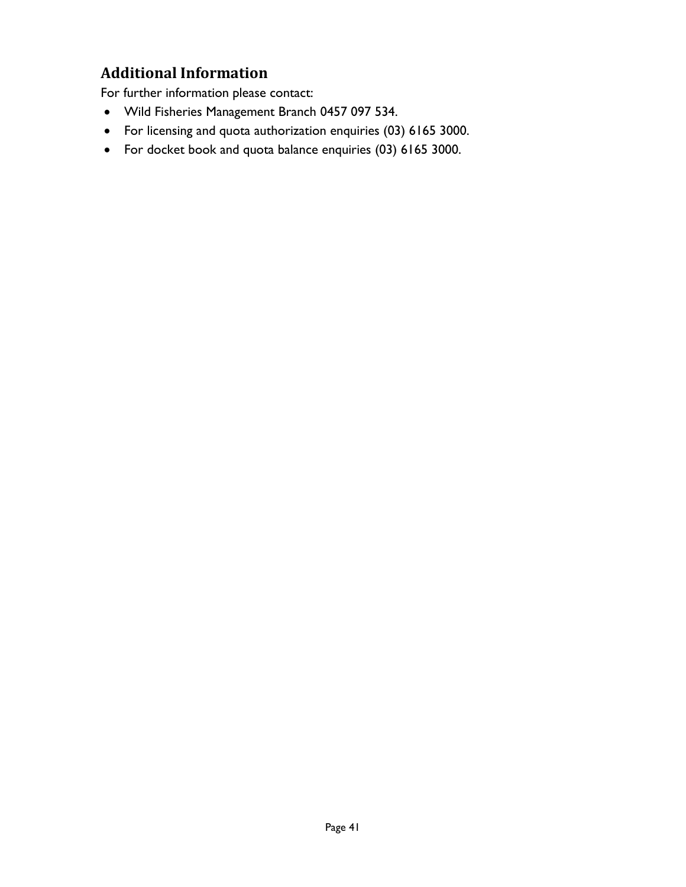## Additional Information

For further information please contact:

- Wild Fisheries Management Branch 0457 097 534.
- For licensing and quota authorization enquiries (03) 6165 3000.
- For docket book and quota balance enquiries (03) 6165 3000.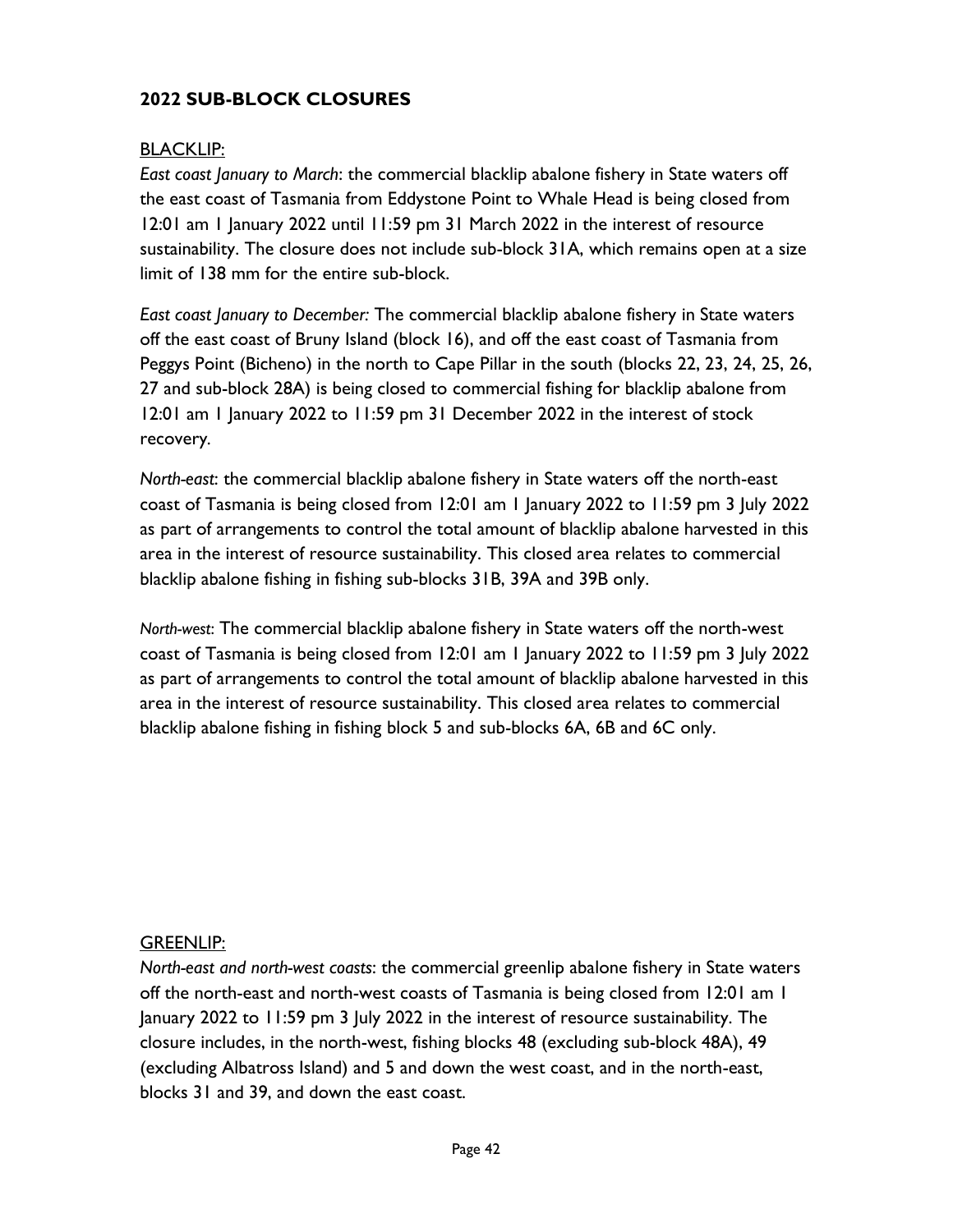## 2022 SUB-BLOCK CLOSURES

### BLACKLIP:

*East coast January to March*: the commercial blacklip abalone fishery in State waters off the east coast of Tasmania from Eddystone Point to Whale Head is being closed from 12:01 am 1 January 2022 until 11:59 pm 31 March 2022 in the interest of resource sustainability. The closure does not include sub-block 31A, which remains open at a size limit of 138 mm for the entire sub-block.

*East coast January to December:* The commercial blacklip abalone fishery in State waters off the east coast of Bruny Island (block 16), and off the east coast of Tasmania from Peggys Point (Bicheno) in the north to Cape Pillar in the south (blocks 22, 23, 24, 25, 26, 27 and sub-block 28A) is being closed to commercial fishing for blacklip abalone from 12:01 am 1 January 2022 to 11:59 pm 31 December 2022 in the interest of stock recovery.

*North-east*: the commercial blacklip abalone fishery in State waters off the north-east coast of Tasmania is being closed from 12:01 am 1 January 2022 to 11:59 pm 3 July 2022 as part of arrangements to control the total amount of blacklip abalone harvested in this area in the interest of resource sustainability. This closed area relates to commercial blacklip abalone fishing in fishing sub-blocks 31B, 39A and 39B only.

*North-west*: The commercial blacklip abalone fishery in State waters off the north-west coast of Tasmania is being closed from 12:01 am 1 January 2022 to 11:59 pm 3 July 2022 as part of arrangements to control the total amount of blacklip abalone harvested in this area in the interest of resource sustainability. This closed area relates to commercial blacklip abalone fishing in fishing block 5 and sub-blocks 6A, 6B and 6C only.

### GREENLIP:

*North-east and north-west coasts*: the commercial greenlip abalone fishery in State waters off the north-east and north-west coasts of Tasmania is being closed from 12:01 am 1 January 2022 to 11:59 pm 3 July 2022 in the interest of resource sustainability. The closure includes, in the north-west, fishing blocks 48 (excluding sub-block 48A), 49 (excluding Albatross Island) and 5 and down the west coast, and in the north-east, blocks 31 and 39, and down the east coast.